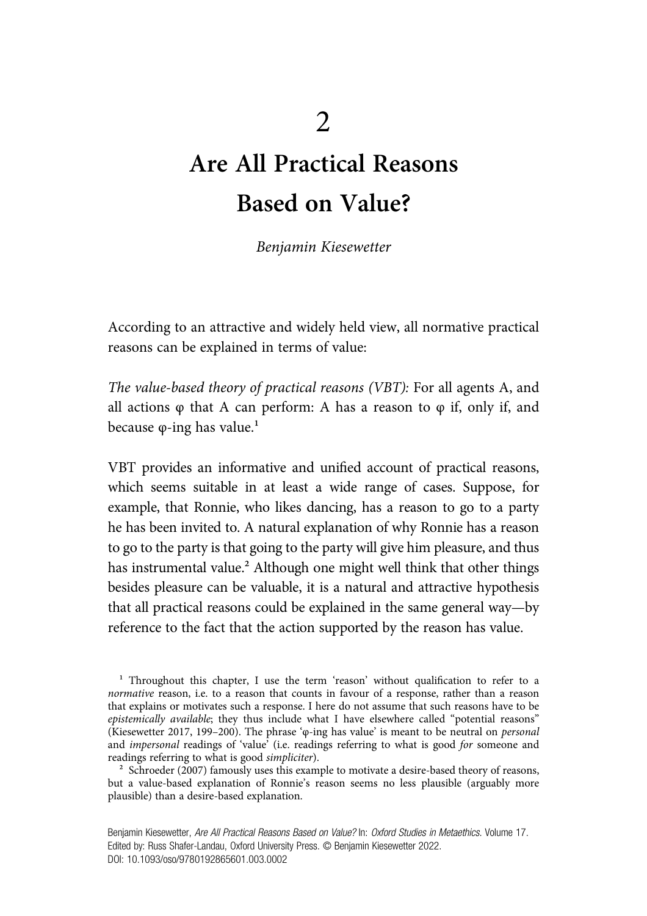# 2

# Are All Practical Reasons Based on Value?

*Benjamin Kiesewetter*

According to an attractive and widely held view, all normative practical reasons can be explained in terms of value:

*The value-based theory of practical reasons (VBT):* For all agents A, and all actions φ that A can perform: A has a reason to φ if, only if, and because φ-ing has value.[1]

VBT provides an informative and unified account of practical reasons, which seems suitable in at least a wide range of cases. Suppose, for example, that Ronnie, who likes dancing, has a reason to go to a party he has been invited to. A natural explanation of why Ronnie has a reason to go to the party is that going to the party will give him pleasure, and thus has instrumental value.[2] Although one might well think that other things besides pleasure can be valuable, it is a natural and attractive hypothesis that all practical reasons could be explained in the same general way—by reference to the fact that the action supported by the reason has value.

[1] Throughout this chapter, I use the term 'reason' without qualification to refer to a *normative* reason, i.e. to a reason that counts in favour of a response, rather than a reason that explains or motivates such a response. I here do not assume that such reasons have to be *epistemically available*; they thus include what I have elsewhere called "potential reasons" (Kiesewetter 2017, 199–200). The phrase 'φ-ing has value' is meant to be neutral on *personal* and *impersonal* readings of 'value' (i.e. readings referring to what is good *for* someone and readings referring to what is good *simpliciter*).

[2] Schroeder (2007) famously uses this example to motivate a desire-based theory of reasons, but a value-based explanation of Ronnie's reason seems no less plausible (arguably more plausible) than a desire-based explanation.

Benjamin Kiesewetter, *Are All Practical Reasons Based on Value?* In: *Oxford Studies in Metaethics*. Volume 17. Edited by: Russ Shafer-Landau, Oxford University Press. © Benjamin Kiesewetter 2022. DOI: 10.1093/oso/9780192865601.003.0002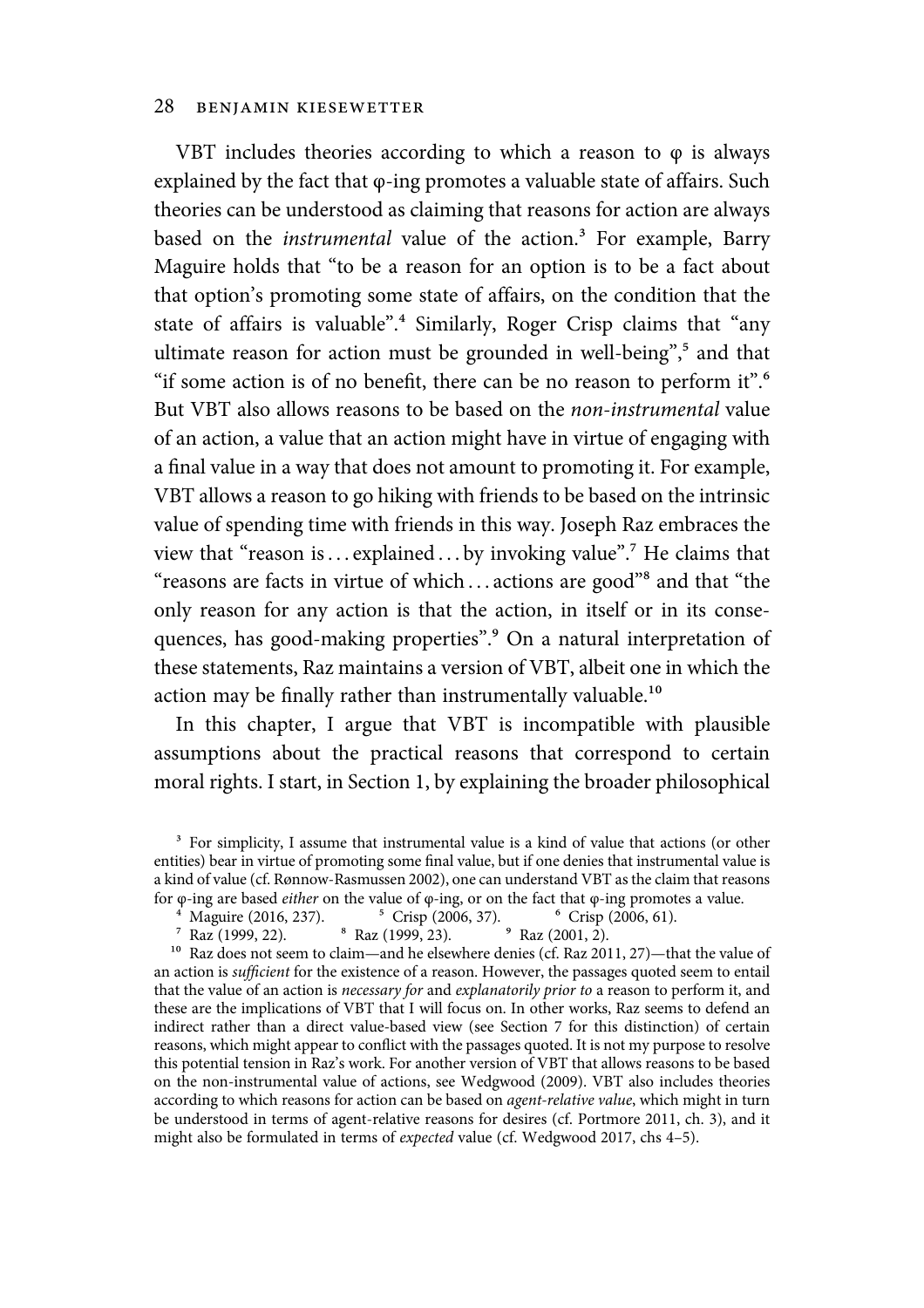VBT includes theories according to which a reason to φ is always explained by the fact that φ-ing promotes a valuable state of affairs. Such theories can be understood as claiming that reasons for action are always based on the *instrumental* value of the action.[3] For example, Barry Maguire holds that "to be a reason for an option is to be a fact about that option's promoting some state of affairs, on the condition that the state of affairs is valuable".[4] Similarly, Roger Crisp claims that "any ultimate reason for action must be grounded in well-being",[5] and that "if some action is of no benefit, there can be no reason to perform it".[6] But VBT also allows reasons to be based on the *non-instrumental* value of an action, a value that an action might have in virtue of engaging with a final value in a way that does not amount to promoting it. For example, VBT allows a reason to go hiking with friends to be based on the intrinsic value of spending time with friends in this way. Joseph Raz embraces the view that "reason is . . . explained . . . by invoking value".[7] He claims that "reasons are facts in virtue of which . . . actions are good"[8] and that "the only reason for any action is that the action, in itself or in its consequences, has good-making properties".[9] On a natural interpretation of these statements, Raz maintains a version of VBT, albeit one in which the action may be finally rather than instrumentally valuable.[10]

In this chapter, I argue that VBT is incompatible with plausible assumptions about the practical reasons that correspond to certain moral rights. I start, in Section 1, by explaining the broader philosophical

[3] For simplicity, I assume that instrumental value is a kind of value that actions (or other entities) bear in virtue of promoting some final value, but if one denies that instrumental value is a kind of value (cf. Rønnow-Rasmussen 2002), one can understand VBT as the claim that reasons for φ-ing are based *either* on the value of φ-ing, or on the fact that φ-ing promotes a value.

[4] Maguire (2016, 237). [5] Crisp (2006, 37). [6] Crisp (2006, 61).

[7] Raz (1999, 22). [8] Raz (1999, 23). [9] Raz (2001, 2).

[10] Raz does not seem to claim—and he elsewhere denies (cf. Raz 2011, 27)—that the value of an action is *sufficient* for the existence of a reason. However, the passages quoted seem to entail that the value of an action is *necessary for* and *explanatorily prior to* a reason to perform it, and these are the implications of VBT that I will focus on. In other works, Raz seems to defend an indirect rather than a direct value-based view (see Section 7 for this distinction) of certain reasons, which might appear to conflict with the passages quoted. It is not my purpose to resolve this potential tension in Raz's work. For another version of VBT that allows reasons to be based on the non-instrumental value of actions, see Wedgwood (2009). VBT also includes theories according to which reasons for action can be based on *agent-relative value*, which might in turn be understood in terms of agent-relative reasons for desires (cf. Portmore 2011, ch. 3), and it might also be formulated in terms of *expected* value (cf. Wedgwood 2017, chs 4–5).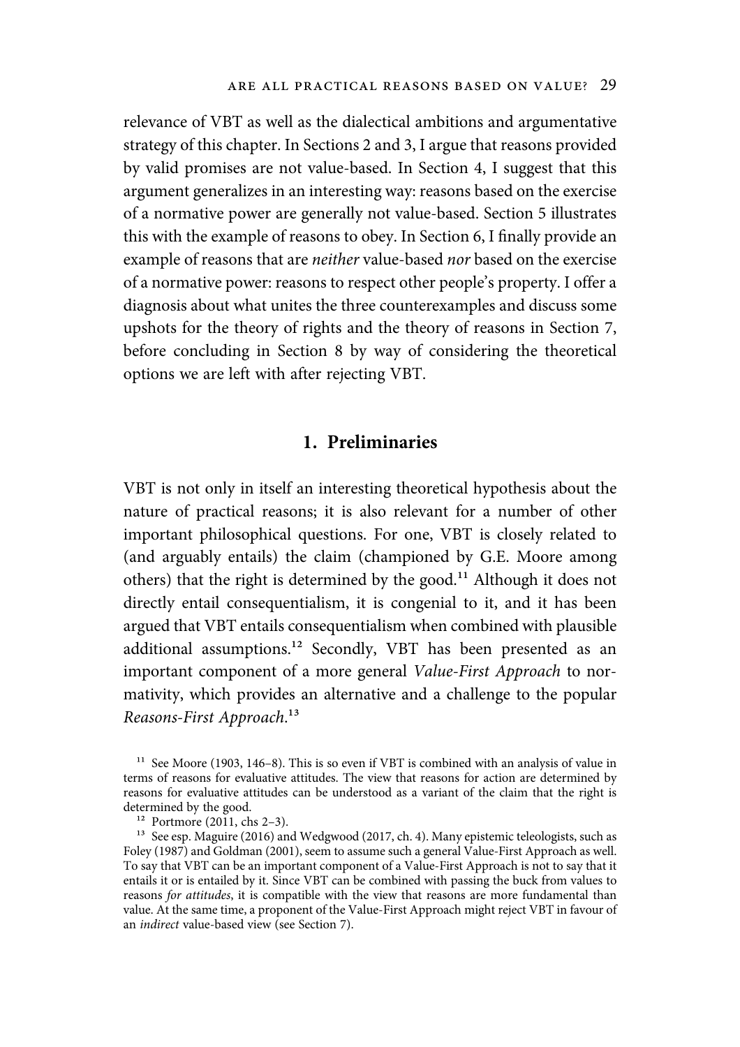relevance of VBT as well as the dialectical ambitions and argumentative strategy of this chapter. In Sections 2 and 3, I argue that reasons provided by valid promises are not value-based. In Section 4, I suggest that this argument generalizes in an interesting way: reasons based on the exercise of a normative power are generally not value-based. Section 5 illustrates this with the example of reasons to obey. In Section 6, I finally provide an example of reasons that are *neither* value-based *nor* based on the exercise of a normative power: reasons to respect other people's property. I offer a diagnosis about what unites the three counterexamples and discuss some upshots for the theory of rights and the theory of reasons in Section 7, before concluding in Section 8 by way of considering the theoretical options we are left with after rejecting VBT.

## 1. Preliminaries

VBT is not only in itself an interesting theoretical hypothesis about the nature of practical reasons; it is also relevant for a number of other important philosophical questions. For one, VBT is closely related to (and arguably entails) the claim (championed by G.E. Moore among others) that the right is determined by the good.[11] Although it does not directly entail consequentialism, it is congenial to it, and it has been argued that VBT entails consequentialism when combined with plausible additional assumptions.[12] Secondly, VBT has been presented as an important component of a more general *Value-First Approach* to normativity, which provides an alternative and a challenge to the popular *Reasons-First Approach*.[13]

[11] See Moore (1903, 146–8). This is so even if VBT is combined with an analysis of value in terms of reasons for evaluative attitudes. The view that reasons for action are determined by reasons for evaluative attitudes can be understood as a variant of the claim that the right is determined by the good.

[12] Portmore (2011, chs 2–3).

[13] See esp. Maguire (2016) and Wedgwood (2017, ch. 4). Many epistemic teleologists, such as Foley (1987) and Goldman (2001), seem to assume such a general Value-First Approach as well. To say that VBT can be an important component of a Value-First Approach is not to say that it entails it or is entailed by it. Since VBT can be combined with passing the buck from values to reasons *for attitudes*, it is compatible with the view that reasons are more fundamental than value. At the same time, a proponent of the Value-First Approach might reject VBT in favour of an *indirect* value-based view (see Section 7).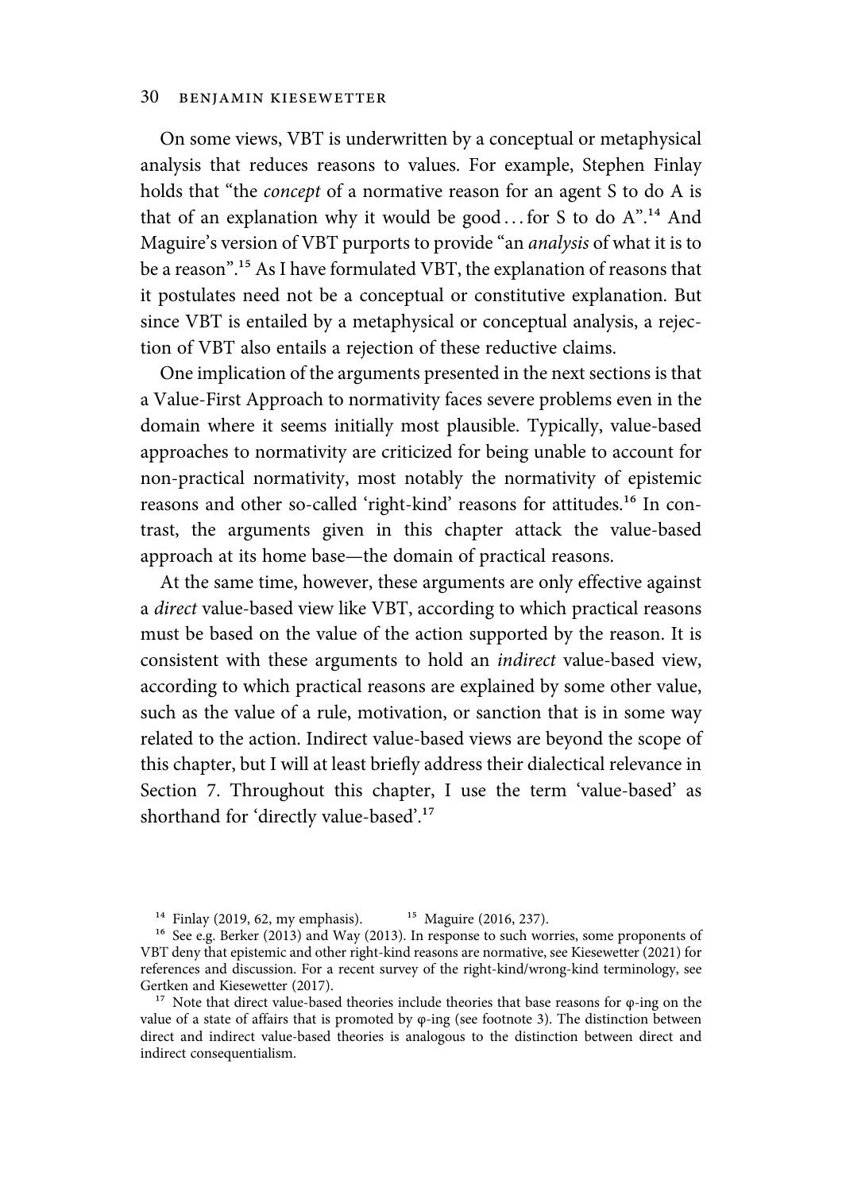On some views, VBT is underwritten by a conceptual or metaphysical analysis that reduces reasons to values. For example, Stephen Finlay holds that "the *concept* of a normative reason for an agent S to do A is that of an explanation why it would be good . . . for S to do A".[14] And Maguire's version of VBT purports to provide "an *analysis* of what it is to be a reason".[15] As I have formulated VBT, the explanation of reasons that it postulates need not be a conceptual or constitutive explanation. But since VBT is entailed by a metaphysical or conceptual analysis, a rejection of VBT also entails a rejection of these reductive claims.

One implication of the arguments presented in the next sections is that a Value-First Approach to normativity faces severe problems even in the domain where it seems initially most plausible. Typically, value-based approaches to normativity are criticized for being unable to account for non-practical normativity, most notably the normativity of epistemic reasons and other so-called 'right-kind' reasons for attitudes.[16] In contrast, the arguments given in this chapter attack the value-based approach at its home base—the domain of practical reasons.

At the same time, however, these arguments are only effective against a *direct* value-based view like VBT, according to which practical reasons must be based on the value of the action supported by the reason. It is consistent with these arguments to hold an *indirect* value-based view, according to which practical reasons are explained by some other value, such as the value of a rule, motivation, or sanction that is in some way related to the action. Indirect value-based views are beyond the scope of this chapter, but I will at least briefly address their dialectical relevance in Section 7. Throughout this chapter, I use the term 'value-based' as shorthand for 'directly value-based'.[17]

---

[14] Finlay (2019, 62, my emphasis).

[15] Maguire (2016, 237).

[16] See e.g. Berker (2013) and Way (2013). In response to such worries, some proponents of VBT deny that epistemic and other right-kind reasons are normative, see Kiesewetter (2021) for references and discussion. For a recent survey of the right-kind/wrong-kind terminology, see Gertken and Kiesewetter (2017).

[17] Note that direct value-based theories include theories that base reasons for φ-ing on the value of a state of affairs that is promoted by φ-ing (see footnote 3). The distinction between direct and indirect value-based theories is analogous to the distinction between direct and indirect consequentialism.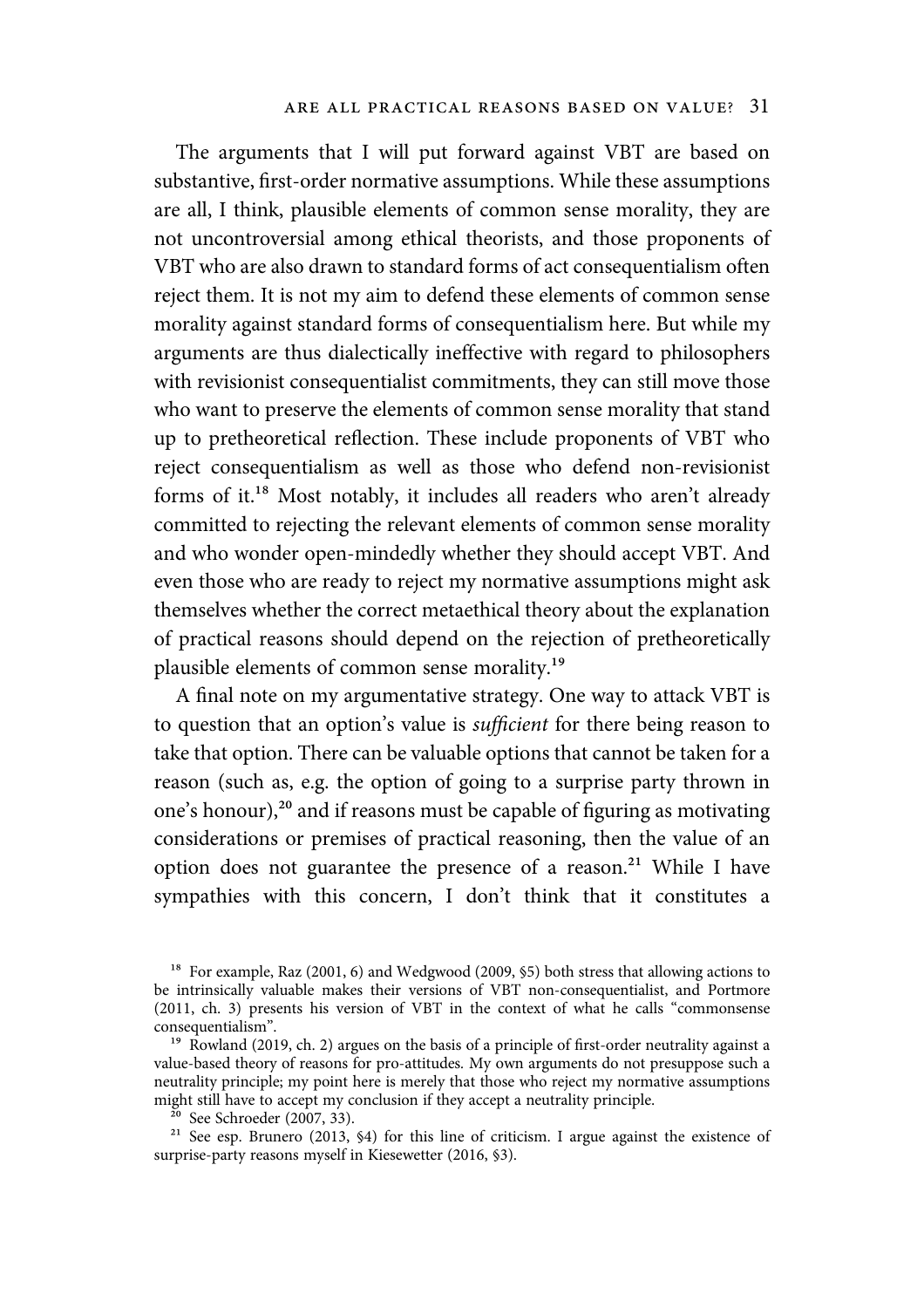The arguments that I will put forward against VBT are based on substantive, first-order normative assumptions. While these assumptions are all, I think, plausible elements of common sense morality, they are not uncontroversial among ethical theorists, and those proponents of VBT who are also drawn to standard forms of act consequentialism often reject them. It is not my aim to defend these elements of common sense morality against standard forms of consequentialism here. But while my arguments are thus dialectically ineffective with regard to philosophers with revisionist consequentialist commitments, they can still move those who want to preserve the elements of common sense morality that stand up to pretheoretical reflection. These include proponents of VBT who reject consequentialism as well as those who defend non-revisionist forms of it.[18] Most notably, it includes all readers who aren't already committed to rejecting the relevant elements of common sense morality and who wonder open-mindedly whether they should accept VBT. And even those who are ready to reject my normative assumptions might ask themselves whether the correct metaethical theory about the explanation of practical reasons should depend on the rejection of pretheoretically plausible elements of common sense morality.[19]

A final note on my argumentative strategy. One way to attack VBT is to question that an option's value is *sufficient* for there being reason to take that option. There can be valuable options that cannot be taken for a reason (such as, e.g. the option of going to a surprise party thrown in one's honour),[20] and if reasons must be capable of figuring as motivating considerations or premises of practical reasoning, then the value of an option does not guarantee the presence of a reason.[21] While I have sympathies with this concern, I don't think that it constitutes a

[18] For example, Raz (2001, 6) and Wedgwood (2009, §5) both stress that allowing actions to be intrinsically valuable makes their versions of VBT non-consequentialist, and Portmore (2011, ch. 3) presents his version of VBT in the context of what he calls "commonsense consequentialism".

[19] Rowland (2019, ch. 2) argues on the basis of a principle of first-order neutrality against a value-based theory of reasons for pro-attitudes. My own arguments do not presuppose such a neutrality principle; my point here is merely that those who reject my normative assumptions might still have to accept my conclusion if they accept a neutrality principle.

[20] See Schroeder (2007, 33).

[21] See esp. Brunero (2013, §4) for this line of criticism. I argue against the existence of surprise-party reasons myself in Kiesewetter (2016, §3).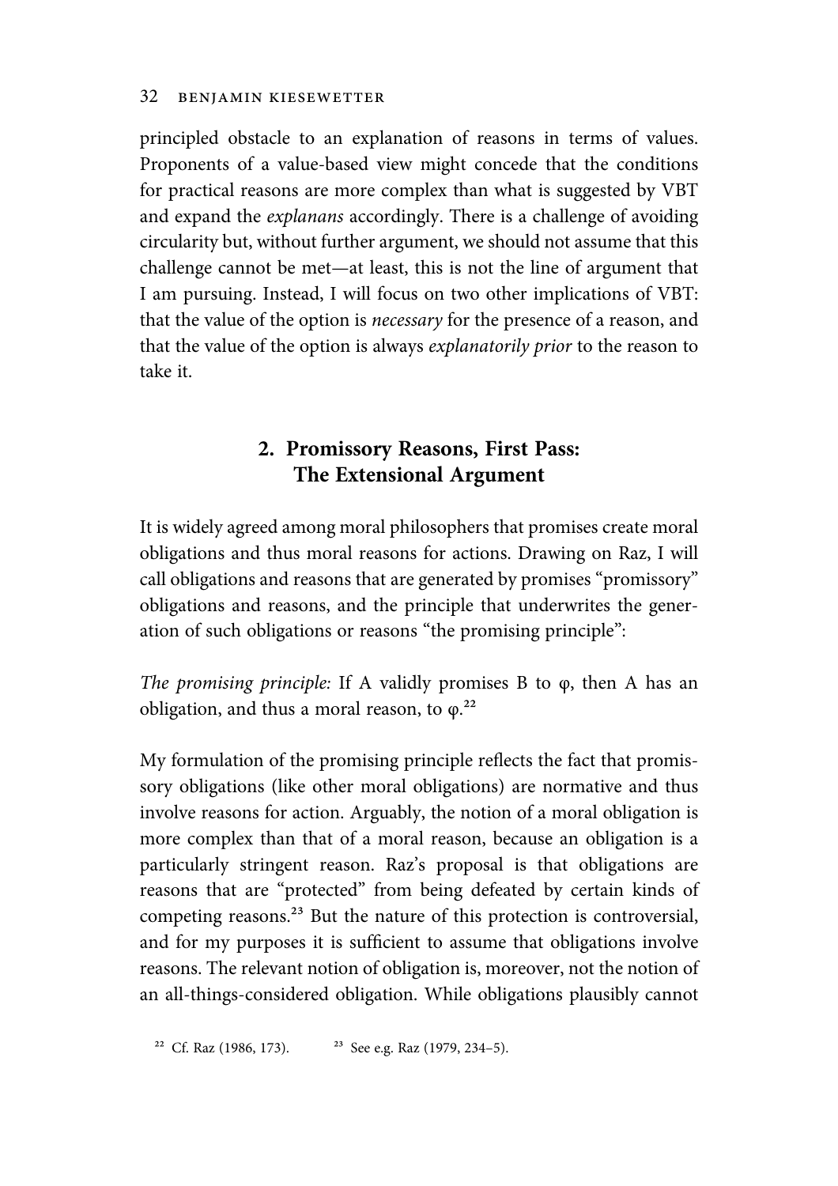principled obstacle to an explanation of reasons in terms of values. Proponents of a value-based view might concede that the conditions for practical reasons are more complex than what is suggested by VBT and expand the *explanans* accordingly. There is a challenge of avoiding circularity but, without further argument, we should not assume that this challenge cannot be met—at least, this is not the line of argument that I am pursuing. Instead, I will focus on two other implications of VBT: that the value of the option is *necessary* for the presence of a reason, and that the value of the option is always *explanatorily prior* to the reason to take it.

## 2. Promissory Reasons, First Pass: The Extensional Argument

It is widely agreed among moral philosophers that promises create moral obligations and thus moral reasons for actions. Drawing on Raz, I will call obligations and reasons that are generated by promises "promissory" obligations and reasons, and the principle that underwrites the generation of such obligations or reasons "the promising principle":

*The promising principle:* If A validly promises B to φ, then A has an obligation, and thus a moral reason, to φ.[22]

My formulation of the promising principle reflects the fact that promissory obligations (like other moral obligations) are normative and thus involve reasons for action. Arguably, the notion of a moral obligation is more complex than that of a moral reason, because an obligation is a particularly stringent reason. Raz's proposal is that obligations are reasons that are "protected" from being defeated by certain kinds of competing reasons.[23] But the nature of this protection is controversial, and for my purposes it is sufficient to assume that obligations involve reasons. The relevant notion of obligation is, moreover, not the notion of an all-things-considered obligation. While obligations plausibly cannot

[22] Cf. Raz (1986, 173).

[23] See e.g. Raz (1979, 234–5).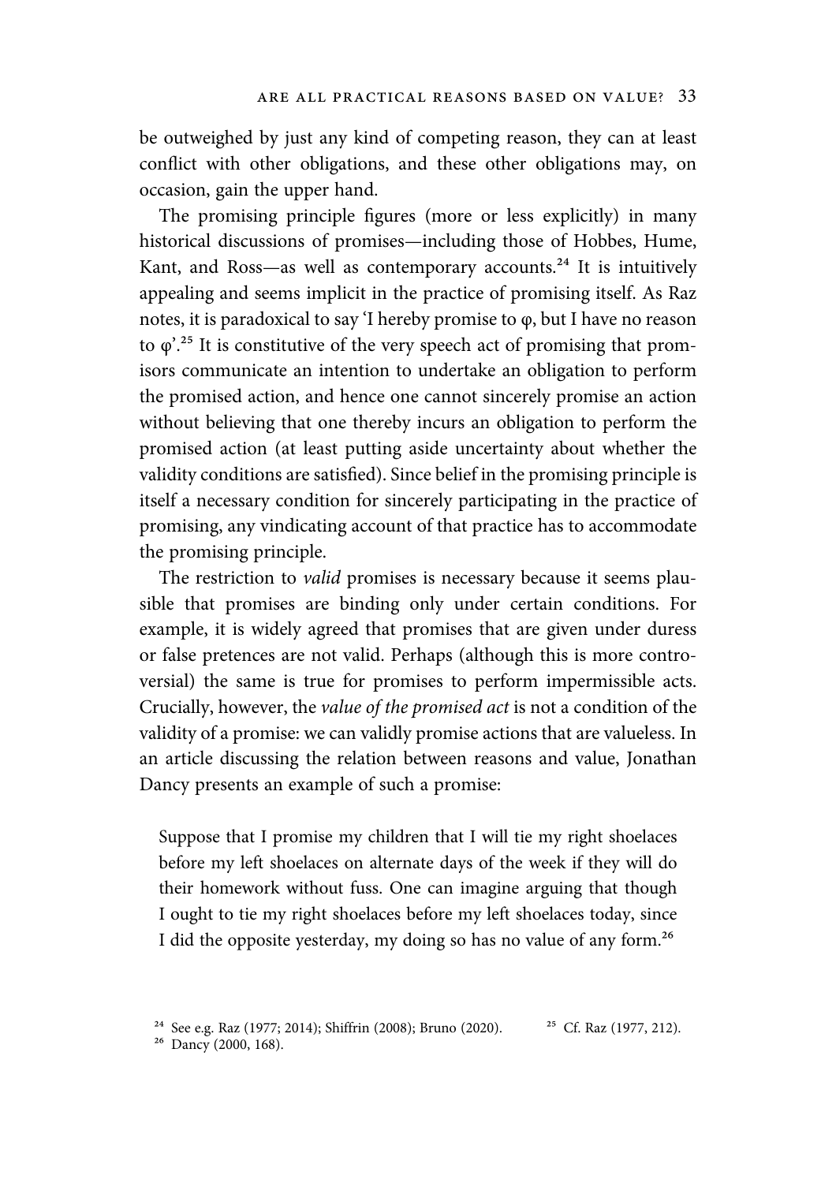be outweighed by just any kind of competing reason, they can at least conflict with other obligations, and these other obligations may, on occasion, gain the upper hand.

The promising principle figures (more or less explicitly) in many historical discussions of promises—including those of Hobbes, Hume, Kant, and Ross—as well as contemporary accounts.[24] It is intuitively appealing and seems implicit in the practice of promising itself. As Raz notes, it is paradoxical to say 'I hereby promise to φ, but I have no reason to φ'.[25] It is constitutive of the very speech act of promising that promisors communicate an intention to undertake an obligation to perform the promised action, and hence one cannot sincerely promise an action without believing that one thereby incurs an obligation to perform the promised action (at least putting aside uncertainty about whether the validity conditions are satisfied). Since belief in the promising principle is itself a necessary condition for sincerely participating in the practice of promising, any vindicating account of that practice has to accommodate the promising principle.

The restriction to *valid* promises is necessary because it seems plausible that promises are binding only under certain conditions. For example, it is widely agreed that promises that are given under duress or false pretences are not valid. Perhaps (although this is more controversial) the same is true for promises to perform impermissible acts. Crucially, however, the *value of the promised act* is not a condition of the validity of a promise: we can validly promise actions that are valueless. In an article discussing the relation between reasons and value, Jonathan Dancy presents an example of such a promise:

> Suppose that I promise my children that I will tie my right shoelaces before my left shoelaces on alternate days of the week if they will do their homework without fuss. One can imagine arguing that though I ought to tie my right shoelaces before my left shoelaces today, since I did the opposite yesterday, my doing so has no value of any form.[26]

[24] See e.g. Raz (1977; 2014); Shiffrin (2008); Bruno (2020).

[25] Cf. Raz (1977, 212).

[26] Dancy (2000, 168).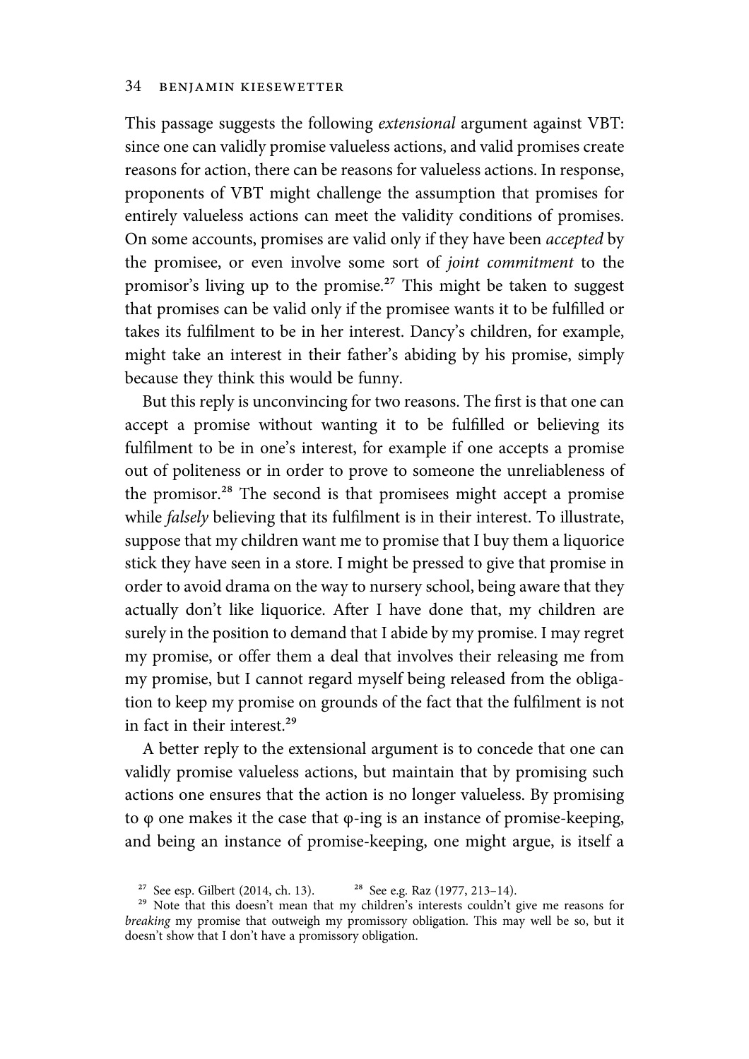This passage suggests the following *extensional* argument against VBT: since one can validly promise valueless actions, and valid promises create reasons for action, there can be reasons for valueless actions. In response, proponents of VBT might challenge the assumption that promises for entirely valueless actions can meet the validity conditions of promises. On some accounts, promises are valid only if they have been *accepted* by the promisee, or even involve some sort of *joint commitment* to the promisor's living up to the promise.[27] This might be taken to suggest that promises can be valid only if the promisee wants it to be fulfilled or takes its fulfilment to be in her interest. Dancy's children, for example, might take an interest in their father's abiding by his promise, simply because they think this would be funny.

But this reply is unconvincing for two reasons. The first is that one can accept a promise without wanting it to be fulfilled or believing its fulfilment to be in one's interest, for example if one accepts a promise out of politeness or in order to prove to someone the unreliableness of the promisor.[28] The second is that promisees might accept a promise while *falsely* believing that its fulfilment is in their interest. To illustrate, suppose that my children want me to promise that I buy them a liquorice stick they have seen in a store. I might be pressed to give that promise in order to avoid drama on the way to nursery school, being aware that they actually don't like liquorice. After I have done that, my children are surely in the position to demand that I abide by my promise. I may regret my promise, or offer them a deal that involves their releasing me from my promise, but I cannot regard myself being released from the obligation to keep my promise on grounds of the fact that the fulfilment is not in fact in their interest.[29]

A better reply to the extensional argument is to concede that one can validly promise valueless actions, but maintain that by promising such actions one ensures that the action is no longer valueless. By promising to φ one makes it the case that φ-ing is an instance of promise-keeping, and being an instance of promise-keeping, one might argue, is itself a

[27] See esp. Gilbert (2014, ch. 13).

[28] See e.g. Raz (1977, 213–14).

[29] Note that this doesn't mean that my children's interests couldn't give me reasons for *breaking* my promise that outweigh my promissory obligation. This may well be so, but it doesn't show that I don't have a promissory obligation.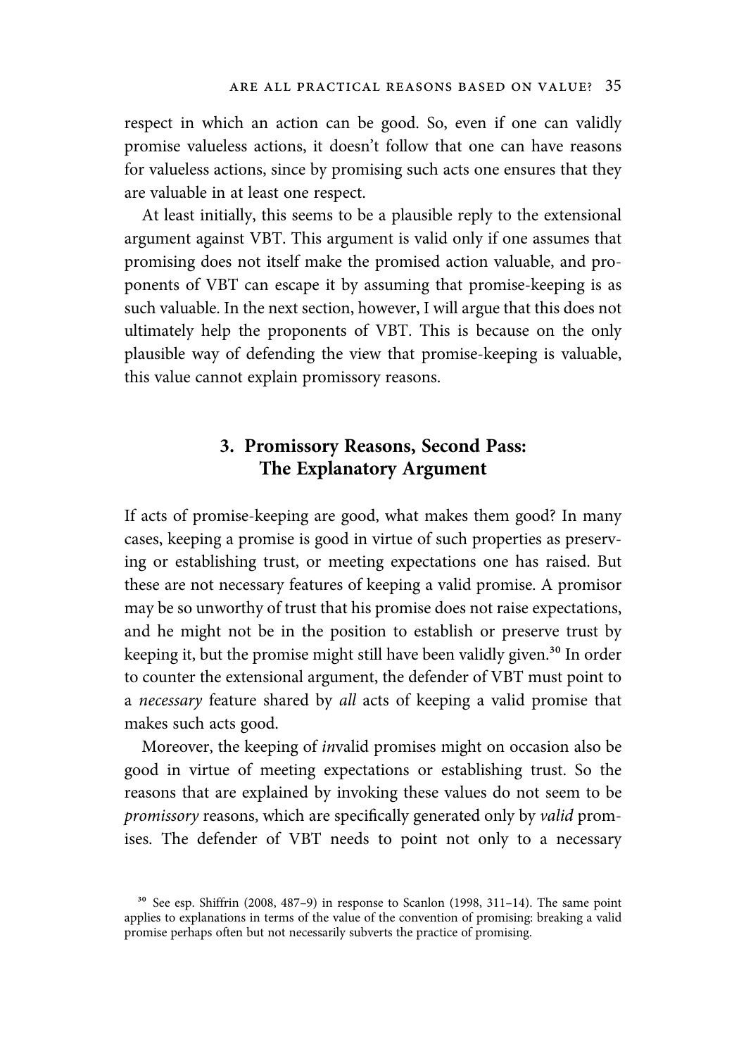respect in which an action can be good. So, even if one can validly promise valueless actions, it doesn't follow that one can have reasons for valueless actions, since by promising such acts one ensures that they are valuable in at least one respect.

At least initially, this seems to be a plausible reply to the extensional argument against VBT. This argument is valid only if one assumes that promising does not itself make the promised action valuable, and proponents of VBT can escape it by assuming that promise-keeping is as such valuable. In the next section, however, I will argue that this does not ultimately help the proponents of VBT. This is because on the only plausible way of defending the view that promise-keeping is valuable, this value cannot explain promissory reasons.

## 3. Promissory Reasons, Second Pass: The Explanatory Argument

If acts of promise-keeping are good, what makes them good? In many cases, keeping a promise is good in virtue of such properties as preserving or establishing trust, or meeting expectations one has raised. But these are not necessary features of keeping a valid promise. A promisor may be so unworthy of trust that his promise does not raise expectations, and he might not be in the position to establish or preserve trust by keeping it, but the promise might still have been validly given.[30] In order to counter the extensional argument, the defender of VBT must point to a *necessary* feature shared by *all* acts of keeping a valid promise that makes such acts good.

Moreover, the keeping of *in*valid promises might on occasion also be good in virtue of meeting expectations or establishing trust. So the reasons that are explained by invoking these values do not seem to be *promissory* reasons, which are specifically generated only by *valid* promises. The defender of VBT needs to point not only to a necessary

[30] See esp. Shiffrin (2008, 487–9) in response to Scanlon (1998, 311–14). The same point applies to explanations in terms of the value of the convention of promising: breaking a valid promise perhaps often but not necessarily subverts the practice of promising.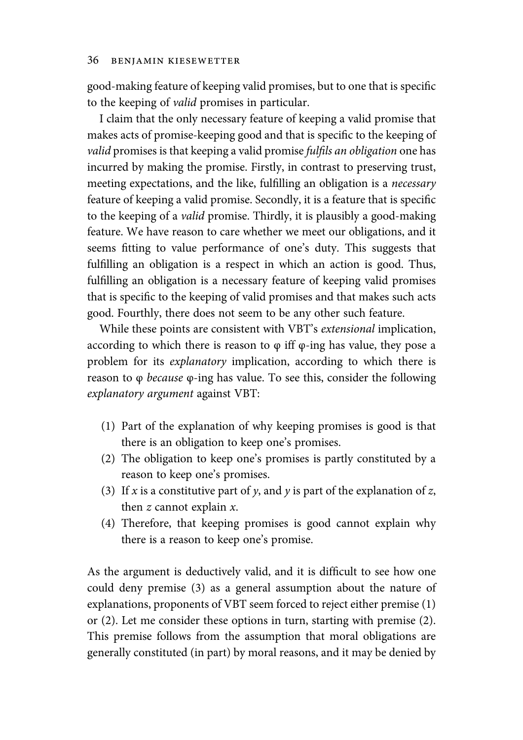good-making feature of keeping valid promises, but to one that is specific to the keeping of *valid* promises in particular.

I claim that the only necessary feature of keeping a valid promise that makes acts of promise-keeping good and that is specific to the keeping of *valid* promises is that keeping a valid promise *fulfils an obligation* one has incurred by making the promise. Firstly, in contrast to preserving trust, meeting expectations, and the like, fulfilling an obligation is a *necessary* feature of keeping a valid promise. Secondly, it is a feature that is specific to the keeping of a *valid* promise. Thirdly, it is plausibly a good-making feature. We have reason to care whether we meet our obligations, and it seems fitting to value performance of one's duty. This suggests that fulfilling an obligation is a respect in which an action is good. Thus, fulfilling an obligation is a necessary feature of keeping valid promises that is specific to the keeping of valid promises and that makes such acts good. Fourthly, there does not seem to be any other such feature.

While these points are consistent with VBT's *extensional* implication, according to which there is reason to φ iff φ-ing has value, they pose a problem for its *explanatory* implication, according to which there is reason to φ *because* φ-ing has value. To see this, consider the following *explanatory argument* against VBT:

(1) Part of the explanation of why keeping promises is good is that there is an obligation to keep one's promises.
(2) The obligation to keep one's promises is partly constituted by a reason to keep one's promises.
(3) If $x$ is a constitutive part of $y$, and $y$ is part of the explanation of $z$, then $z$ cannot explain $x$.
(4) Therefore, that keeping promises is good cannot explain why there is a reason to keep one's promise.

As the argument is deductively valid, and it is difficult to see how one could deny premise (3) as a general assumption about the nature of explanations, proponents of VBT seem forced to reject either premise (1) or (2). Let me consider these options in turn, starting with premise (2). This premise follows from the assumption that moral obligations are generally constituted (in part) by moral reasons, and it may be denied by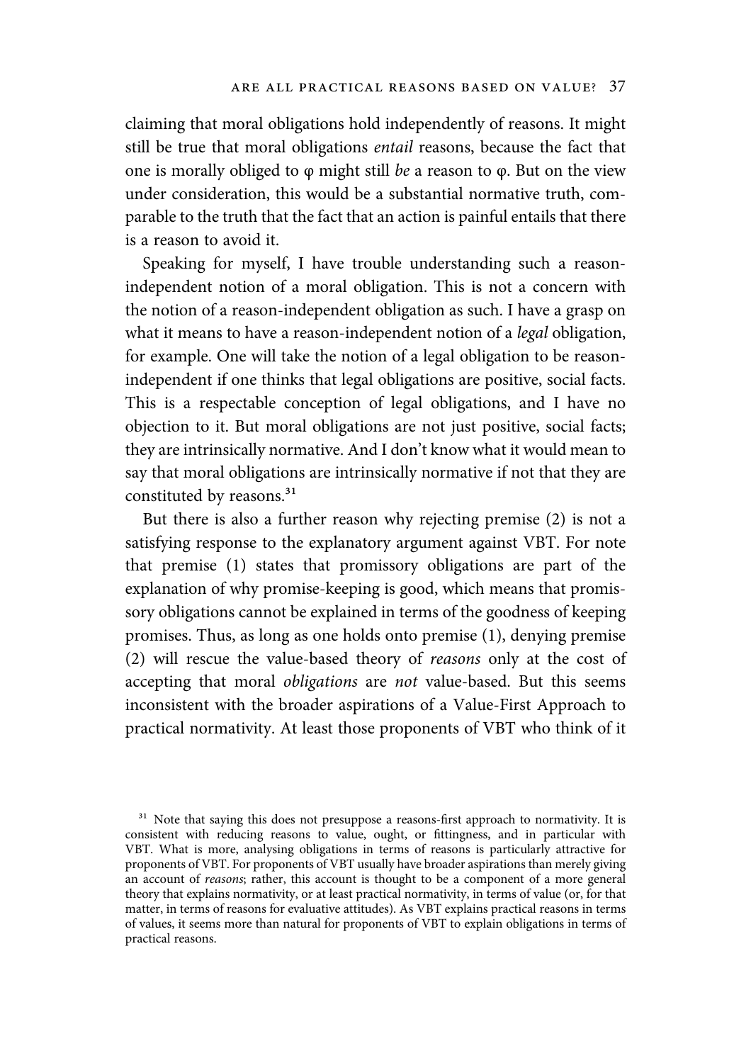claiming that moral obligations hold independently of reasons. It might still be true that moral obligations *entail* reasons, because the fact that one is morally obliged to φ might still *be* a reason to φ. But on the view under consideration, this would be a substantial normative truth, comparable to the truth that the fact that an action is painful entails that there is a reason to avoid it.

Speaking for myself, I have trouble understanding such a reason-independent notion of a moral obligation. This is not a concern with the notion of a reason-independent obligation as such. I have a grasp on what it means to have a reason-independent notion of a *legal* obligation, for example. One will take the notion of a legal obligation to be reason-independent if one thinks that legal obligations are positive, social facts. This is a respectable conception of legal obligations, and I have no objection to it. But moral obligations are not just positive, social facts; they are intrinsically normative. And I don't know what it would mean to say that moral obligations are intrinsically normative if not that they are constituted by reasons.[31]

But there is also a further reason why rejecting premise (2) is not a satisfying response to the explanatory argument against VBT. For note that premise (1) states that promissory obligations are part of the explanation of why promise-keeping is good, which means that promissory obligations cannot be explained in terms of the goodness of keeping promises. Thus, as long as one holds onto premise (1), denying premise (2) will rescue the value-based theory of *reasons* only at the cost of accepting that moral *obligations* are *not* value-based. But this seems inconsistent with the broader aspirations of a Value-First Approach to practical normativity. At least those proponents of VBT who think of it

[31] Note that saying this does not presuppose a reasons-first approach to normativity. It is consistent with reducing reasons to value, ought, or fittingness, and in particular with VBT. What is more, analysing obligations in terms of reasons is particularly attractive for proponents of VBT. For proponents of VBT usually have broader aspirations than merely giving an account of *reasons*; rather, this account is thought to be a component of a more general theory that explains normativity, or at least practical normativity, in terms of value (or, for that matter, in terms of reasons for evaluative attitudes). As VBT explains practical reasons in terms of values, it seems more than natural for proponents of VBT to explain obligations in terms of practical reasons.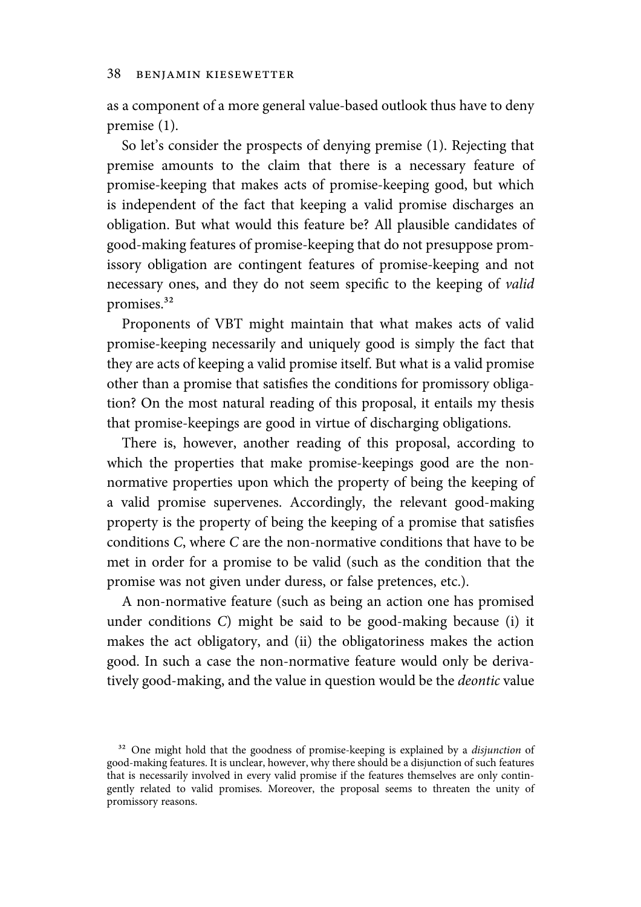as a component of a more general value-based outlook thus have to deny premise (1).

So let's consider the prospects of denying premise (1). Rejecting that premise amounts to the claim that there is a necessary feature of promise-keeping that makes acts of promise-keeping good, but which is independent of the fact that keeping a valid promise discharges an obligation. But what would this feature be? All plausible candidates of good-making features of promise-keeping that do not presuppose promissory obligation are contingent features of promise-keeping and not necessary ones, and they do not seem specific to the keeping of *valid* promises.[32]

Proponents of VBT might maintain that what makes acts of valid promise-keeping necessarily and uniquely good is simply the fact that they are acts of keeping a valid promise itself. But what is a valid promise other than a promise that satisfies the conditions for promissory obligation? On the most natural reading of this proposal, it entails my thesis that promise-keepings are good in virtue of discharging obligations.

There is, however, another reading of this proposal, according to which the properties that make promise-keepings good are the non-normative properties upon which the property of being the keeping of a valid promise supervenes. Accordingly, the relevant good-making property is the property of being the keeping of a promise that satisfies conditions *C*, where *C* are the non-normative conditions that have to be met in order for a promise to be valid (such as the condition that the promise was not given under duress, or false pretences, etc.).

A non-normative feature (such as being an action one has promised under conditions *C*) might be said to be good-making because (i) it makes the act obligatory, and (ii) the obligatoriness makes the action good. In such a case the non-normative feature would only be derivatively good-making, and the value in question would be the *deontic* value

[32] One might hold that the goodness of promise-keeping is explained by a *disjunction* of good-making features. It is unclear, however, why there should be a disjunction of such features that is necessarily involved in every valid promise if the features themselves are only contingently related to valid promises. Moreover, the proposal seems to threaten the unity of promissory reasons.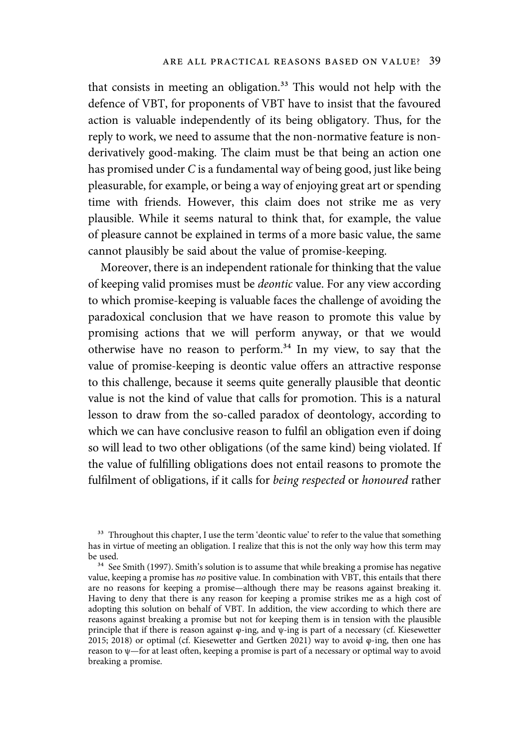that consists in meeting an obligation.[33] This would not help with the defence of VBT, for proponents of VBT have to insist that the favoured action is valuable independently of its being obligatory. Thus, for the reply to work, we need to assume that the non-normative feature is non-derivatively good-making. The claim must be that being an action one has promised under *C* is a fundamental way of being good, just like being pleasurable, for example, or being a way of enjoying great art or spending time with friends. However, this claim does not strike me as very plausible. While it seems natural to think that, for example, the value of pleasure cannot be explained in terms of a more basic value, the same cannot plausibly be said about the value of promise-keeping.

Moreover, there is an independent rationale for thinking that the value of keeping valid promises must be *deontic* value. For any view according to which promise-keeping is valuable faces the challenge of avoiding the paradoxical conclusion that we have reason to promote this value by promising actions that we will perform anyway, or that we would otherwise have no reason to perform.[34] In my view, to say that the value of promise-keeping is deontic value offers an attractive response to this challenge, because it seems quite generally plausible that deontic value is not the kind of value that calls for promotion. This is a natural lesson to draw from the so-called paradox of deontology, according to which we can have conclusive reason to fulfil an obligation even if doing so will lead to two other obligations (of the same kind) being violated. If the value of fulfilling obligations does not entail reasons to promote the fulfilment of obligations, if it calls for *being respected* or *honoured* rather

[33] Throughout this chapter, I use the term 'deontic value' to refer to the value that something has in virtue of meeting an obligation. I realize that this is not the only way how this term may be used.

[34] See Smith (1997). Smith's solution is to assume that while breaking a promise has negative value, keeping a promise has *no* positive value. In combination with VBT, this entails that there are no reasons for keeping a promise—although there may be reasons against breaking it. Having to deny that there is any reason for keeping a promise strikes me as a high cost of adopting this solution on behalf of VBT. In addition, the view according to which there are reasons against breaking a promise but not for keeping them is in tension with the plausible principle that if there is reason against φ-ing, and ψ-ing is part of a necessary (cf. Kiesewetter 2015; 2018) or optimal (cf. Kiesewetter and Gertken 2021) way to avoid φ-ing, then one has reason to ψ—for at least often, keeping a promise is part of a necessary or optimal way to avoid breaking a promise.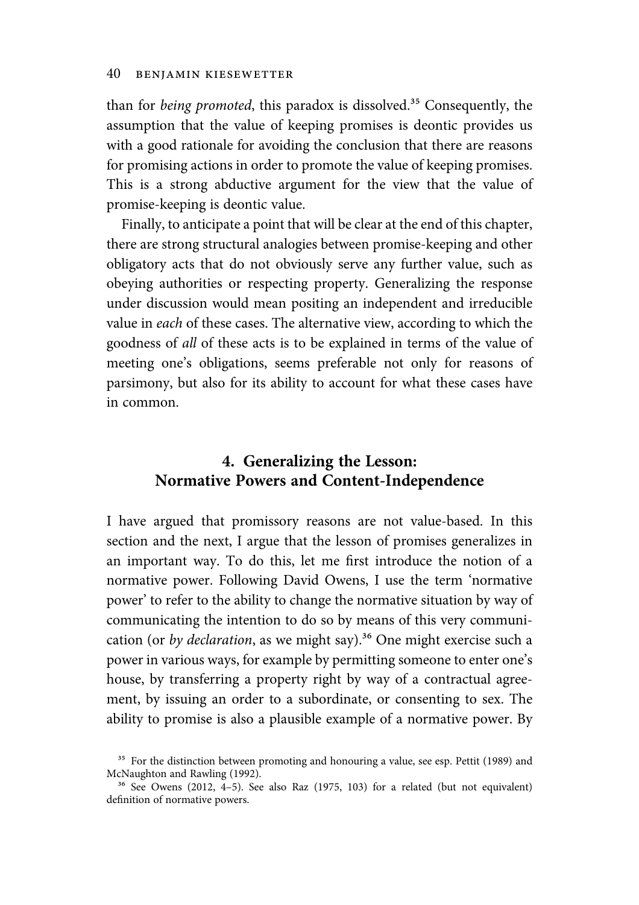than for *being promoted*, this paradox is dissolved.[35] Consequently, the assumption that the value of keeping promises is deontic provides us with a good rationale for avoiding the conclusion that there are reasons for promising actions in order to promote the value of keeping promises. This is a strong abductive argument for the view that the value of promise-keeping is deontic value.

Finally, to anticipate a point that will be clear at the end of this chapter, there are strong structural analogies between promise-keeping and other obligatory acts that do not obviously serve any further value, such as obeying authorities or respecting property. Generalizing the response under discussion would mean positing an independent and irreducible value in *each* of these cases. The alternative view, according to which the goodness of *all* of these acts is to be explained in terms of the value of meeting one's obligations, seems preferable not only for reasons of parsimony, but also for its ability to account for what these cases have in common.

## 4. Generalizing the Lesson: Normative Powers and Content-Independence

I have argued that promissory reasons are not value-based. In this section and the next, I argue that the lesson of promises generalizes in an important way. To do this, let me first introduce the notion of a normative power. Following David Owens, I use the term 'normative power' to refer to the ability to change the normative situation by way of communicating the intention to do so by means of this very communication (or *by declaration*, as we might say).[36] One might exercise such a power in various ways, for example by permitting someone to enter one's house, by transferring a property right by way of a contractual agreement, by issuing an order to a subordinate, or consenting to sex. The ability to promise is also a plausible example of a normative power. By

[35] For the distinction between promoting and honouring a value, see esp. Pettit (1989) and McNaughton and Rawling (1992).

[36] See Owens (2012, 4–5). See also Raz (1975, 103) for a related (but not equivalent) definition of normative powers.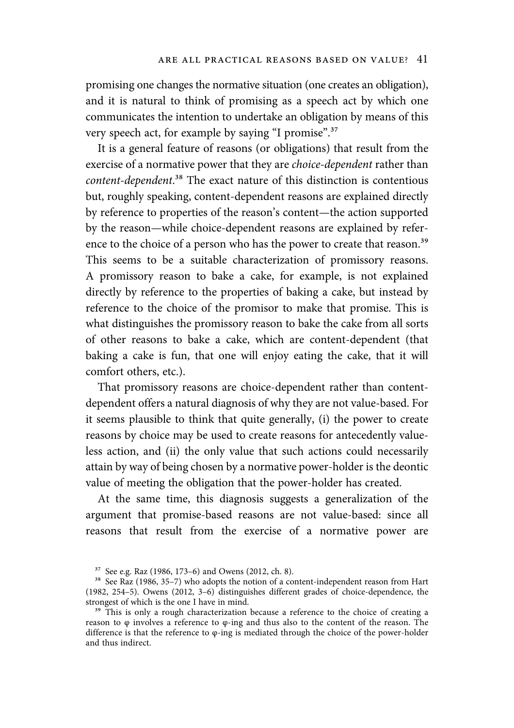promising one changes the normative situation (one creates an obligation), and it is natural to think of promising as a speech act by which one communicates the intention to undertake an obligation by means of this very speech act, for example by saying "I promise".[37]

It is a general feature of reasons (or obligations) that result from the exercise of a normative power that they are *choice-dependent* rather than *content-dependent*.[38] The exact nature of this distinction is contentious but, roughly speaking, content-dependent reasons are explained directly by reference to properties of the reason's content—the action supported by the reason—while choice-dependent reasons are explained by reference to the choice of a person who has the power to create that reason.[39] This seems to be a suitable characterization of promissory reasons. A promissory reason to bake a cake, for example, is not explained directly by reference to the properties of baking a cake, but instead by reference to the choice of the promisor to make that promise. This is what distinguishes the promissory reason to bake the cake from all sorts of other reasons to bake a cake, which are content-dependent (that baking a cake is fun, that one will enjoy eating the cake, that it will comfort others, etc.).

That promissory reasons are choice-dependent rather than content-dependent offers a natural diagnosis of why they are not value-based. For it seems plausible to think that quite generally, (i) the power to create reasons by choice may be used to create reasons for antecedently valueless action, and (ii) the only value that such actions could necessarily attain by way of being chosen by a normative power-holder is the deontic value of meeting the obligation that the power-holder has created.

At the same time, this diagnosis suggests a generalization of the argument that promise-based reasons are not value-based: since all reasons that result from the exercise of a normative power are

---

[37] See e.g. Raz (1986, 173–6) and Owens (2012, ch. 8).

[38] See Raz (1986, 35–7) who adopts the notion of a content-independent reason from Hart (1982, 254–5). Owens (2012, 3–6) distinguishes different grades of choice-dependence, the strongest of which is the one I have in mind.

[39] This is only a rough characterization because a reference to the choice of creating a reason to $\varphi$ involves a reference to $\varphi$-ing and thus also to the content of the reason. The difference is that the reference to $\varphi$-ing is mediated through the choice of the power-holder and thus indirect.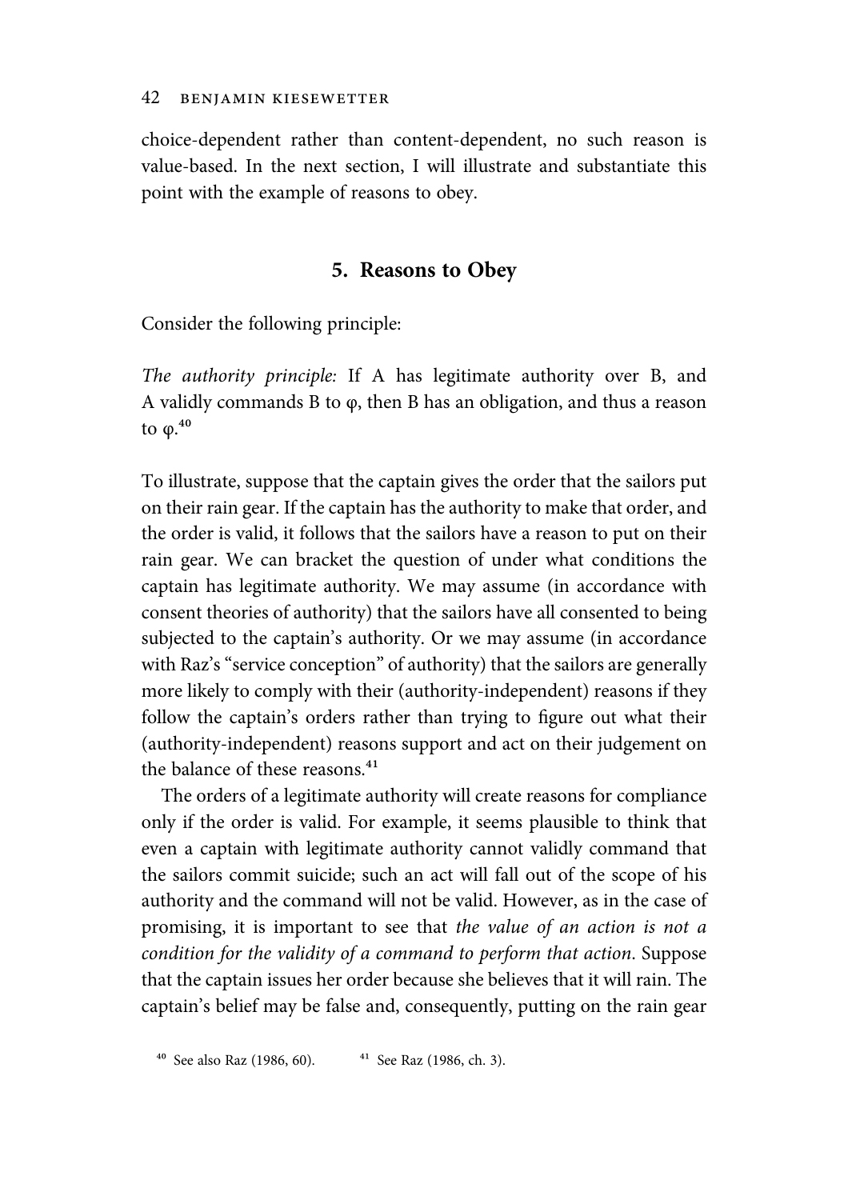choice-dependent rather than content-dependent, no such reason is value-based. In the next section, I will illustrate and substantiate this point with the example of reasons to obey.

## 5. Reasons to Obey

Consider the following principle:

*The authority principle:* If A has legitimate authority over B, and A validly commands B to φ, then B has an obligation, and thus a reason to φ.[40]

To illustrate, suppose that the captain gives the order that the sailors put on their rain gear. If the captain has the authority to make that order, and the order is valid, it follows that the sailors have a reason to put on their rain gear. We can bracket the question of under what conditions the captain has legitimate authority. We may assume (in accordance with consent theories of authority) that the sailors have all consented to being subjected to the captain's authority. Or we may assume (in accordance with Raz's "service conception" of authority) that the sailors are generally more likely to comply with their (authority-independent) reasons if they follow the captain's orders rather than trying to figure out what their (authority-independent) reasons support and act on their judgement on the balance of these reasons.[41]

The orders of a legitimate authority will create reasons for compliance only if the order is valid. For example, it seems plausible to think that even a captain with legitimate authority cannot validly command that the sailors commit suicide; such an act will fall out of the scope of his authority and the command will not be valid. However, as in the case of promising, it is important to see that *the value of an action is not a condition for the validity of a command to perform that action.* Suppose that the captain issues her order because she believes that it will rain. The captain's belief may be false and, consequently, putting on the rain gear

[40] See also Raz (1986, 60).

[41] See Raz (1986, ch. 3).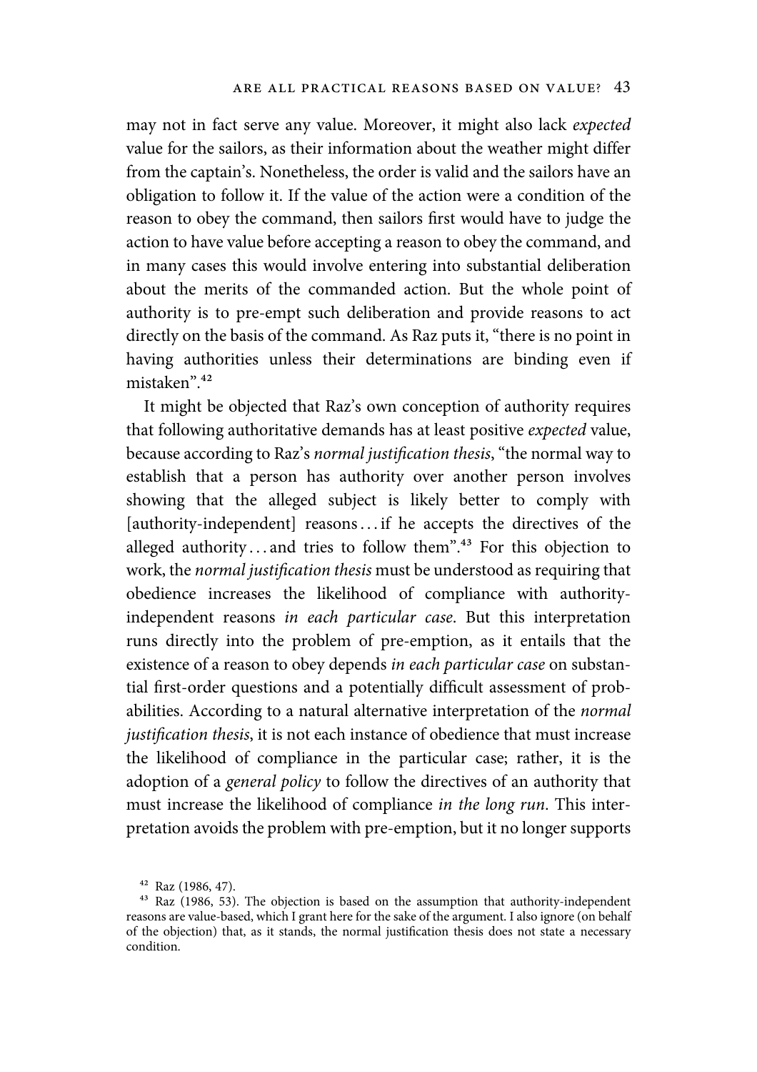may not in fact serve any value. Moreover, it might also lack *expected* value for the sailors, as their information about the weather might differ from the captain's. Nonetheless, the order is valid and the sailors have an obligation to follow it. If the value of the action were a condition of the reason to obey the command, then sailors first would have to judge the action to have value before accepting a reason to obey the command, and in many cases this would involve entering into substantial deliberation about the merits of the commanded action. But the whole point of authority is to pre-empt such deliberation and provide reasons to act directly on the basis of the command. As Raz puts it, "there is no point in having authorities unless their determinations are binding even if mistaken".[42]

It might be objected that Raz's own conception of authority requires that following authoritative demands has at least positive *expected* value, because according to Raz's *normal justification thesis*, "the normal way to establish that a person has authority over another person involves showing that the alleged subject is likely better to comply with [authority-independent] reasons . . . if he accepts the directives of the alleged authority . . . and tries to follow them".[43] For this objection to work, the *normal justification thesis* must be understood as requiring that obedience increases the likelihood of compliance with authority-independent reasons *in each particular case*. But this interpretation runs directly into the problem of pre-emption, as it entails that the existence of a reason to obey depends *in each particular case* on substantial first-order questions and a potentially difficult assessment of probabilities. According to a natural alternative interpretation of the *normal justification thesis*, it is not each instance of obedience that must increase the likelihood of compliance in the particular case; rather, it is the adoption of a *general policy* to follow the directives of an authority that must increase the likelihood of compliance *in the long run*. This interpretation avoids the problem with pre-emption, but it no longer supports

[42] Raz (1986, 47).

[43] Raz (1986, 53). The objection is based on the assumption that authority-independent reasons are value-based, which I grant here for the sake of the argument. I also ignore (on behalf of the objection) that, as it stands, the normal justification thesis does not state a necessary condition.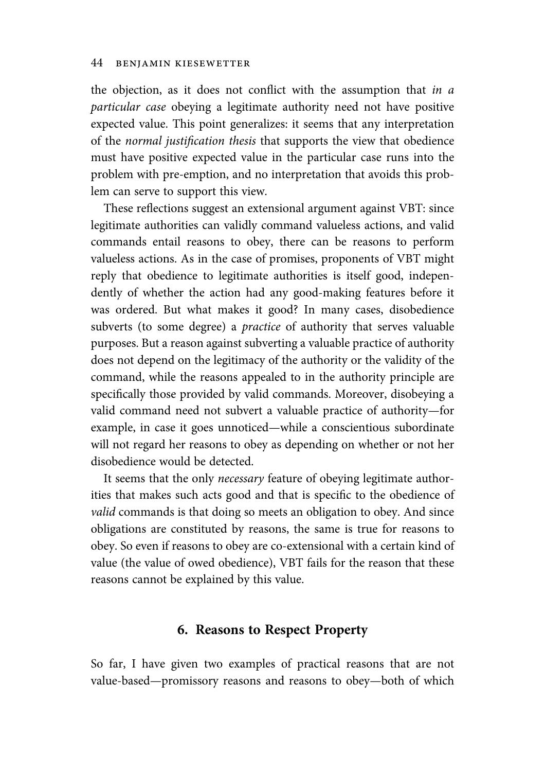the objection, as it does not conflict with the assumption that *in a particular case* obeying a legitimate authority need not have positive expected value. This point generalizes: it seems that any interpretation of the *normal justification thesis* that supports the view that obedience must have positive expected value in the particular case runs into the problem with pre-emption, and no interpretation that avoids this problem can serve to support this view.

These reflections suggest an extensional argument against VBT: since legitimate authorities can validly command valueless actions, and valid commands entail reasons to obey, there can be reasons to perform valueless actions. As in the case of promises, proponents of VBT might reply that obedience to legitimate authorities is itself good, independently of whether the action had any good-making features before it was ordered. But what makes it good? In many cases, disobedience subverts (to some degree) a *practice* of authority that serves valuable purposes. But a reason against subverting a valuable practice of authority does not depend on the legitimacy of the authority or the validity of the command, while the reasons appealed to in the authority principle are specifically those provided by valid commands. Moreover, disobeying a valid command need not subvert a valuable practice of authority—for example, in case it goes unnoticed—while a conscientious subordinate will not regard her reasons to obey as depending on whether or not her disobedience would be detected.

It seems that the only *necessary* feature of obeying legitimate authorities that makes such acts good and that is specific to the obedience of *valid* commands is that doing so meets an obligation to obey. And since obligations are constituted by reasons, the same is true for reasons to obey. So even if reasons to obey are co-extensional with a certain kind of value (the value of owed obedience), VBT fails for the reason that these reasons cannot be explained by this value.

## 6. Reasons to Respect Property

So far, I have given two examples of practical reasons that are not value-based—promissory reasons and reasons to obey—both of which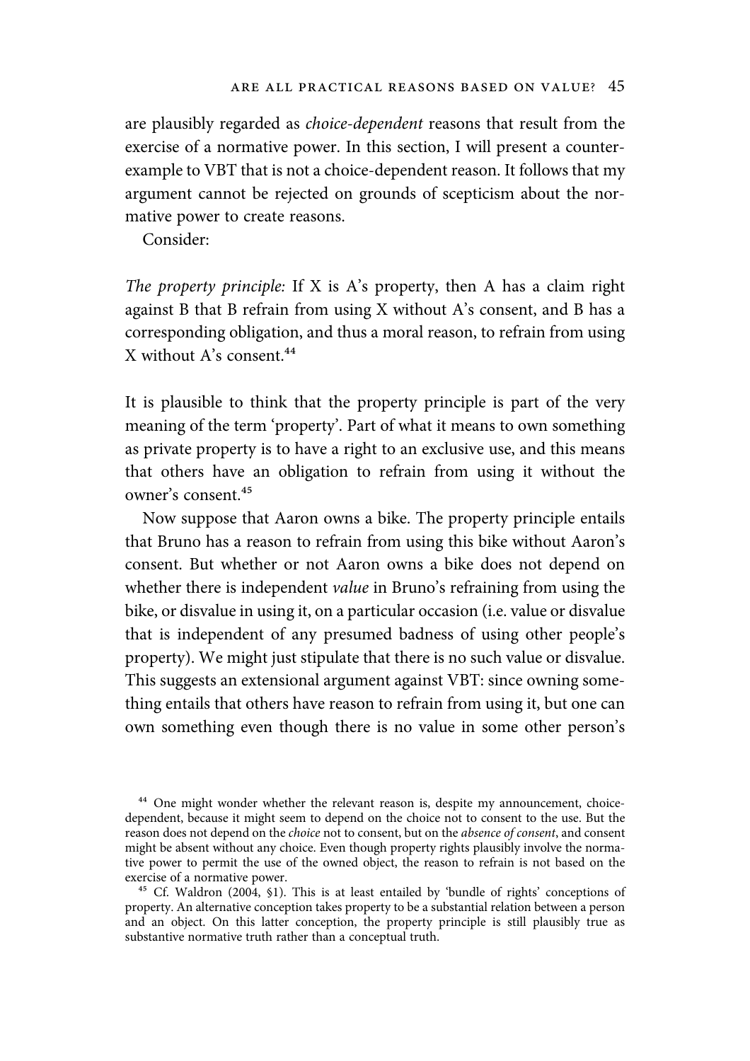are plausibly regarded as *choice-dependent* reasons that result from the exercise of a normative power. In this section, I will present a counterexample to VBT that is not a choice-dependent reason. It follows that my argument cannot be rejected on grounds of scepticism about the normative power to create reasons.

Consider:

*The property principle:* If X is A's property, then A has a claim right against B that B refrain from using X without A's consent, and B has a corresponding obligation, and thus a moral reason, to refrain from using X without A's consent.[44]

It is plausible to think that the property principle is part of the very meaning of the term 'property'. Part of what it means to own something as private property is to have a right to an exclusive use, and this means that others have an obligation to refrain from using it without the owner's consent.[45]

Now suppose that Aaron owns a bike. The property principle entails that Bruno has a reason to refrain from using this bike without Aaron's consent. But whether or not Aaron owns a bike does not depend on whether there is independent *value* in Bruno's refraining from using the bike, or disvalue in using it, on a particular occasion (i.e. value or disvalue that is independent of any presumed badness of using other people's property). We might just stipulate that there is no such value or disvalue. This suggests an extensional argument against VBT: since owning something entails that others have reason to refrain from using it, but one can own something even though there is no value in some other person's

[44] One might wonder whether the relevant reason is, despite my announcement, choice-dependent, because it might seem to depend on the choice not to consent to the use. But the reason does not depend on the *choice* not to consent, but on the *absence of consent*, and consent might be absent without any choice. Even though property rights plausibly involve the normative power to permit the use of the owned object, the reason to refrain is not based on the exercise of a normative power.

[45] Cf. Waldron (2004, §1). This is at least entailed by 'bundle of rights' conceptions of property. An alternative conception takes property to be a substantial relation between a person and an object. On this latter conception, the property principle is still plausibly true as substantive normative truth rather than a conceptual truth.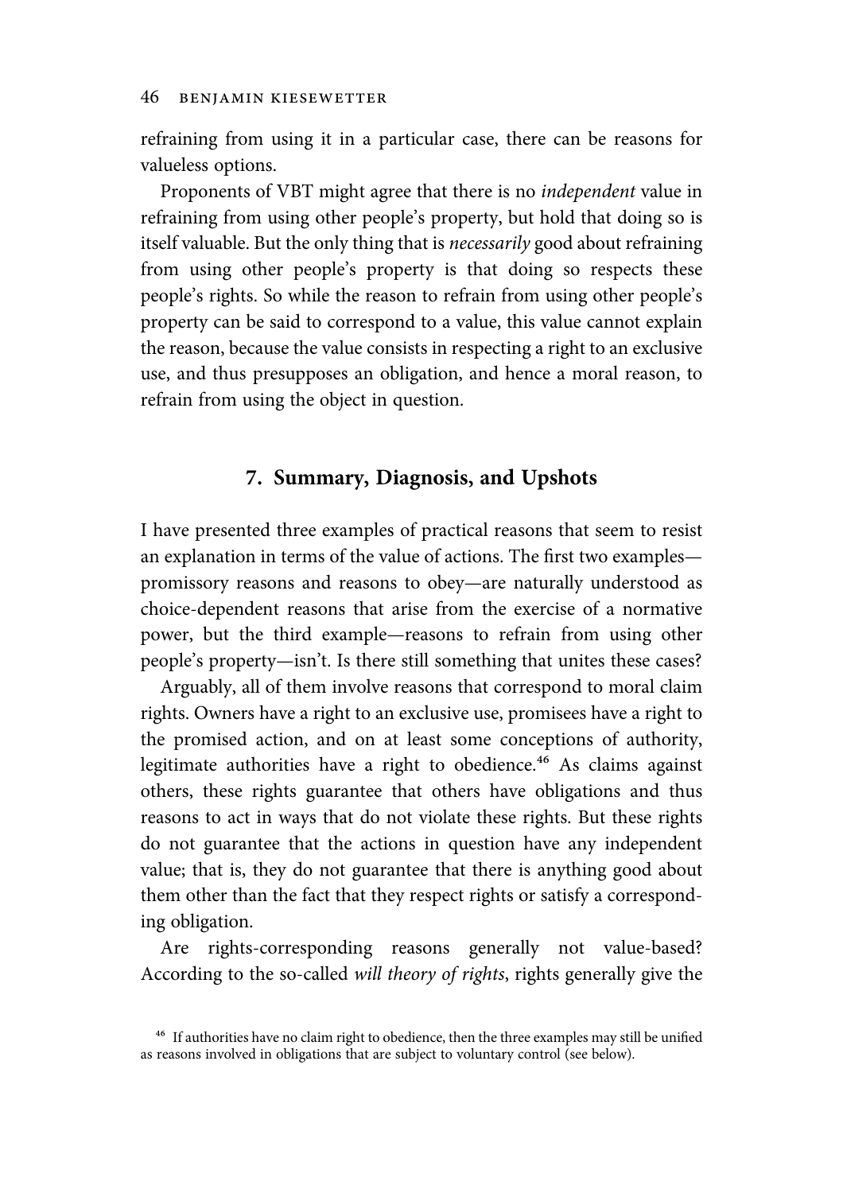refraining from using it in a particular case, there can be reasons for valueless options.

Proponents of VBT might agree that there is no *independent* value in refraining from using other people's property, but hold that doing so is itself valuable. But the only thing that is *necessarily* good about refraining from using other people's property is that doing so respects these people's rights. So while the reason to refrain from using other people's property can be said to correspond to a value, this value cannot explain the reason, because the value consists in respecting a right to an exclusive use, and thus presupposes an obligation, and hence a moral reason, to refrain from using the object in question.

## 7. Summary, Diagnosis, and Upshots

I have presented three examples of practical reasons that seem to resist an explanation in terms of the value of actions. The first two examples—promissory reasons and reasons to obey—are naturally understood as choice-dependent reasons that arise from the exercise of a normative power, but the third example—reasons to refrain from using other people's property—isn't. Is there still something that unites these cases?

Arguably, all of them involve reasons that correspond to moral claim rights. Owners have a right to an exclusive use, promisees have a right to the promised action, and on at least some conceptions of authority, legitimate authorities have a right to obedience.[46] As claims against others, these rights guarantee that others have obligations and thus reasons to act in ways that do not violate these rights. But these rights do not guarantee that the actions in question have any independent value; that is, they do not guarantee that there is anything good about them other than the fact that they respect rights or satisfy a corresponding obligation.

Are rights-corresponding reasons generally not value-based? According to the so-called *will theory of rights*, rights generally give the

[46] If authorities have no claim right to obedience, then the three examples may still be unified as reasons involved in obligations that are subject to voluntary control (see below).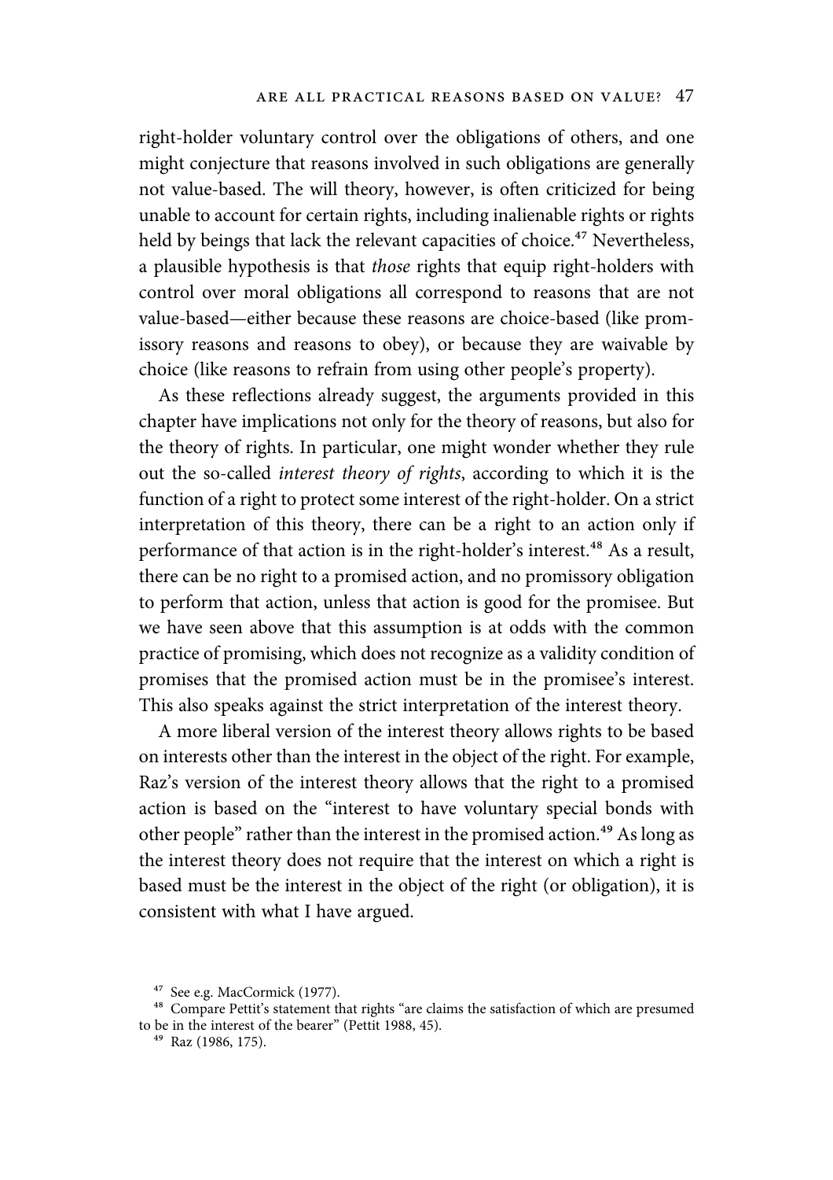right-holder voluntary control over the obligations of others, and one might conjecture that reasons involved in such obligations are generally not value-based. The will theory, however, is often criticized for being unable to account for certain rights, including inalienable rights or rights held by beings that lack the relevant capacities of choice.[47] Nevertheless, a plausible hypothesis is that *those* rights that equip right-holders with control over moral obligations all correspond to reasons that are not value-based—either because these reasons are choice-based (like promissory reasons and reasons to obey), or because they are waivable by choice (like reasons to refrain from using other people's property).

As these reflections already suggest, the arguments provided in this chapter have implications not only for the theory of reasons, but also for the theory of rights. In particular, one might wonder whether they rule out the so-called *interest theory of rights*, according to which it is the function of a right to protect some interest of the right-holder. On a strict interpretation of this theory, there can be a right to an action only if performance of that action is in the right-holder's interest.[48] As a result, there can be no right to a promised action, and no promissory obligation to perform that action, unless that action is good for the promisee. But we have seen above that this assumption is at odds with the common practice of promising, which does not recognize as a validity condition of promises that the promised action must be in the promisee's interest. This also speaks against the strict interpretation of the interest theory.

A more liberal version of the interest theory allows rights to be based on interests other than the interest in the object of the right. For example, Raz's version of the interest theory allows that the right to a promised action is based on the "interest to have voluntary special bonds with other people" rather than the interest in the promised action.[49] As long as the interest theory does not require that the interest on which a right is based must be the interest in the object of the right (or obligation), it is consistent with what I have argued.

---

[47] See e.g. MacCormick (1977).

[48] Compare Pettit's statement that rights "are claims the satisfaction of which are presumed to be in the interest of the bearer" (Pettit 1988, 45).

[49] Raz (1986, 175).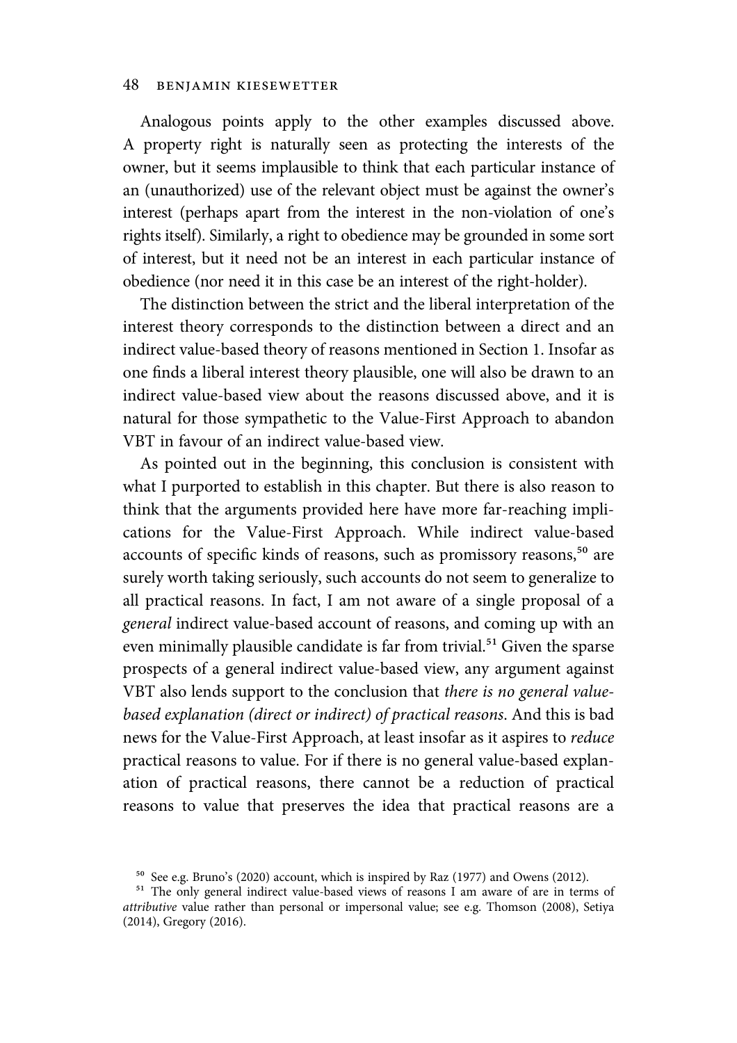Analogous points apply to the other examples discussed above. A property right is naturally seen as protecting the interests of the owner, but it seems implausible to think that each particular instance of an (unauthorized) use of the relevant object must be against the owner's interest (perhaps apart from the interest in the non-violation of one's rights itself). Similarly, a right to obedience may be grounded in some sort of interest, but it need not be an interest in each particular instance of obedience (nor need it in this case be an interest of the right-holder).

The distinction between the strict and the liberal interpretation of the interest theory corresponds to the distinction between a direct and an indirect value-based theory of reasons mentioned in Section 1. Insofar as one finds a liberal interest theory plausible, one will also be drawn to an indirect value-based view about the reasons discussed above, and it is natural for those sympathetic to the Value-First Approach to abandon VBT in favour of an indirect value-based view.

As pointed out in the beginning, this conclusion is consistent with what I purported to establish in this chapter. But there is also reason to think that the arguments provided here have more far-reaching implications for the Value-First Approach. While indirect value-based accounts of specific kinds of reasons, such as promissory reasons,[50] are surely worth taking seriously, such accounts do not seem to generalize to all practical reasons. In fact, I am not aware of a single proposal of a *general* indirect value-based account of reasons, and coming up with an even minimally plausible candidate is far from trivial.[51] Given the sparse prospects of a general indirect value-based view, any argument against VBT also lends support to the conclusion that *there is no general value-based explanation (direct or indirect) of practical reasons*. And this is bad news for the Value-First Approach, at least insofar as it aspires to *reduce* practical reasons to value. For if there is no general value-based explanation of practical reasons, there cannot be a reduction of practical reasons to value that preserves the idea that practical reasons are a

[50] See e.g. Bruno's (2020) account, which is inspired by Raz (1977) and Owens (2012).

[51] The only general indirect value-based views of reasons I am aware of are in terms of *attributive* value rather than personal or impersonal value; see e.g. Thomson (2008), Setiya (2014), Gregory (2016).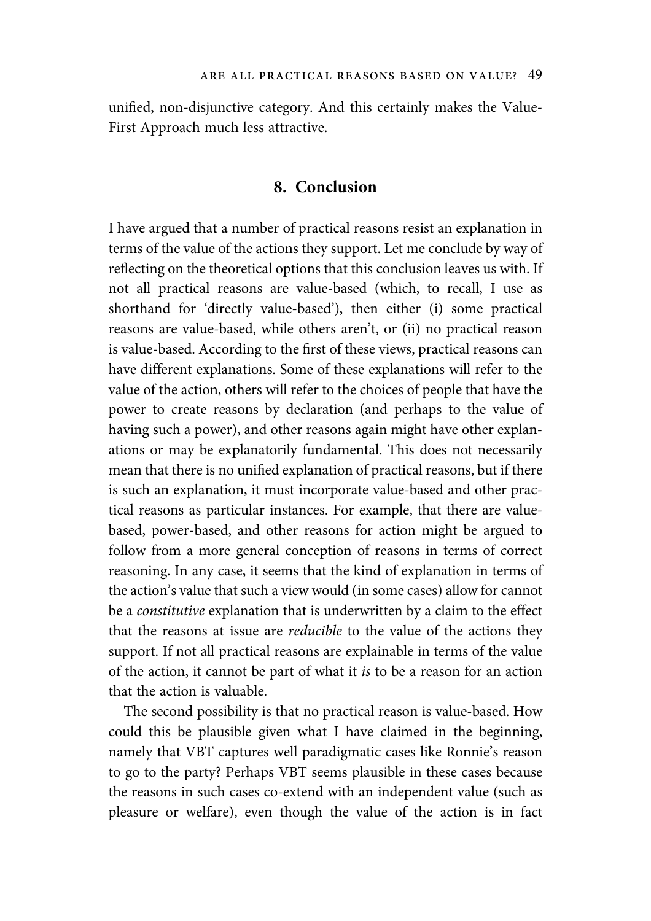unified, non-disjunctive category. And this certainly makes the Value-First Approach much less attractive.

## 8. Conclusion

I have argued that a number of practical reasons resist an explanation in terms of the value of the actions they support. Let me conclude by way of reflecting on the theoretical options that this conclusion leaves us with. If not all practical reasons are value-based (which, to recall, I use as shorthand for 'directly value-based'), then either (i) some practical reasons are value-based, while others aren't, or (ii) no practical reason is value-based. According to the first of these views, practical reasons can have different explanations. Some of these explanations will refer to the value of the action, others will refer to the choices of people that have the power to create reasons by declaration (and perhaps to the value of having such a power), and other reasons again might have other explanations or may be explanatorily fundamental. This does not necessarily mean that there is no unified explanation of practical reasons, but if there is such an explanation, it must incorporate value-based and other practical reasons as particular instances. For example, that there are value-based, power-based, and other reasons for action might be argued to follow from a more general conception of reasons in terms of correct reasoning. In any case, it seems that the kind of explanation in terms of the action's value that such a view would (in some cases) allow for cannot be a *constitutive* explanation that is underwritten by a claim to the effect that the reasons at issue are *reducible* to the value of the actions they support. If not all practical reasons are explainable in terms of the value of the action, it cannot be part of what it *is* to be a reason for an action that the action is valuable.

The second possibility is that no practical reason is value-based. How could this be plausible given what I have claimed in the beginning, namely that VBT captures well paradigmatic cases like Ronnie's reason to go to the party? Perhaps VBT seems plausible in these cases because the reasons in such cases co-extend with an independent value (such as pleasure or welfare), even though the value of the action is in fact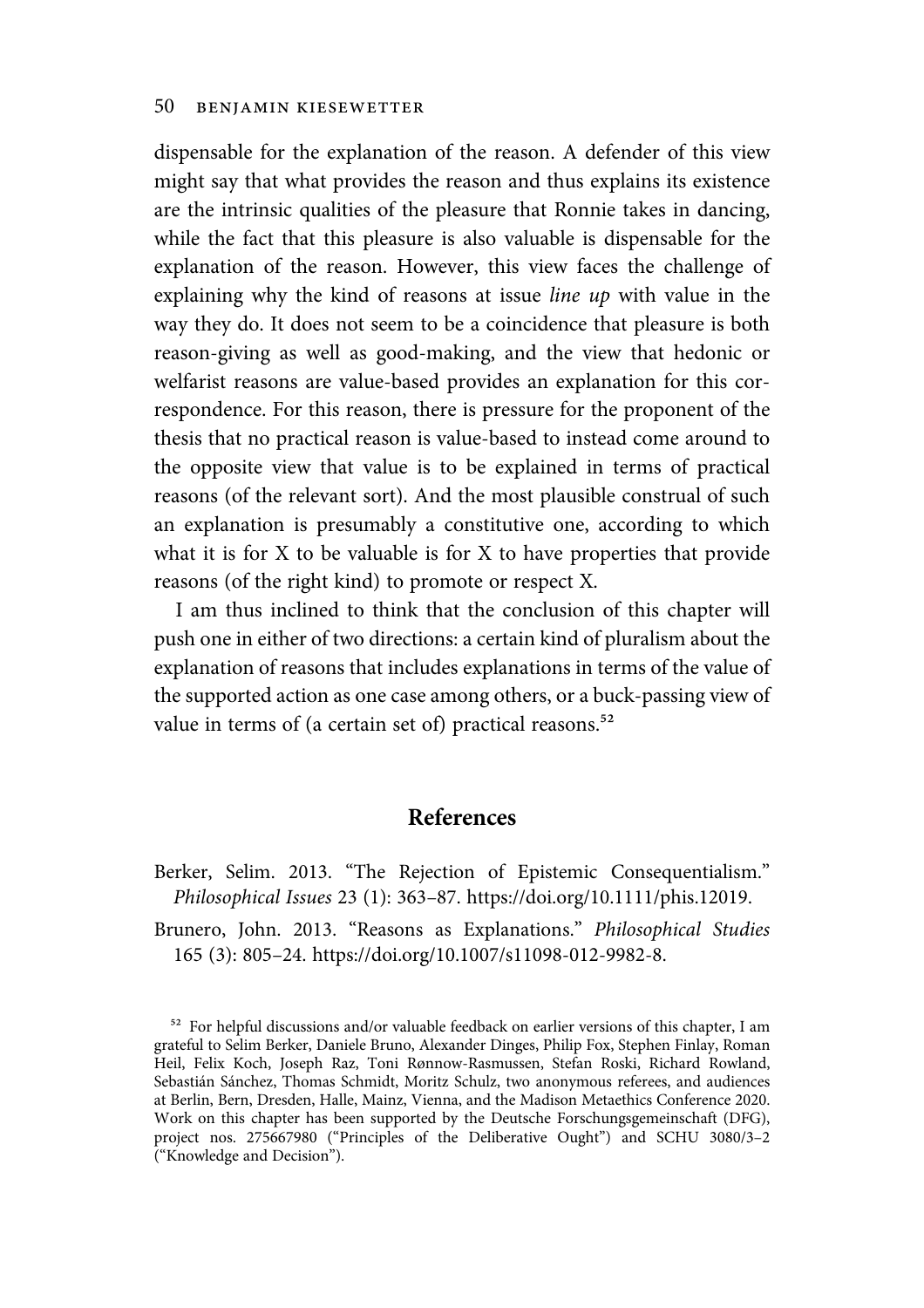dispensable for the explanation of the reason. A defender of this view might say that what provides the reason and thus explains its existence are the intrinsic qualities of the pleasure that Ronnie takes in dancing, while the fact that this pleasure is also valuable is dispensable for the explanation of the reason. However, this view faces the challenge of explaining why the kind of reasons at issue *line up* with value in the way they do. It does not seem to be a coincidence that pleasure is both reason-giving as well as good-making, and the view that hedonic or welfarist reasons are value-based provides an explanation for this correspondence. For this reason, there is pressure for the proponent of the thesis that no practical reason is value-based to instead come around to the opposite view that value is to be explained in terms of practical reasons (of the relevant sort). And the most plausible construal of such an explanation is presumably a constitutive one, according to which what it is for X to be valuable is for X to have properties that provide reasons (of the right kind) to promote or respect X.

I am thus inclined to think that the conclusion of this chapter will push one in either of two directions: a certain kind of pluralism about the explanation of reasons that includes explanations in terms of the value of the supported action as one case among others, or a buck-passing view of value in terms of (a certain set of) practical reasons.[52]

## References

Berker, Selim. 2013. "The Rejection of Epistemic Consequentialism." *Philosophical Issues* 23 (1): 363–87. https://doi.org/10.1111/phis.12019.

Brunero, John. 2013. "Reasons as Explanations." *Philosophical Studies* 165 (3): 805–24. https://doi.org/10.1007/s11098-012-9982-8.

[52] For helpful discussions and/or valuable feedback on earlier versions of this chapter, I am grateful to Selim Berker, Daniele Bruno, Alexander Dinges, Philip Fox, Stephen Finlay, Roman Heil, Felix Koch, Joseph Raz, Toni Rønnow-Rasmussen, Stefan Roski, Richard Rowland, Sebastián Sánchez, Thomas Schmidt, Moritz Schulz, two anonymous referees, and audiences at Berlin, Bern, Dresden, Halle, Mainz, Vienna, and the Madison Metaethics Conference 2020. Work on this chapter has been supported by the Deutsche Forschungsgemeinschaft (DFG), project nos. 275667980 ("Principles of the Deliberative Ought") and SCHU 3080/3–2 ("Knowledge and Decision").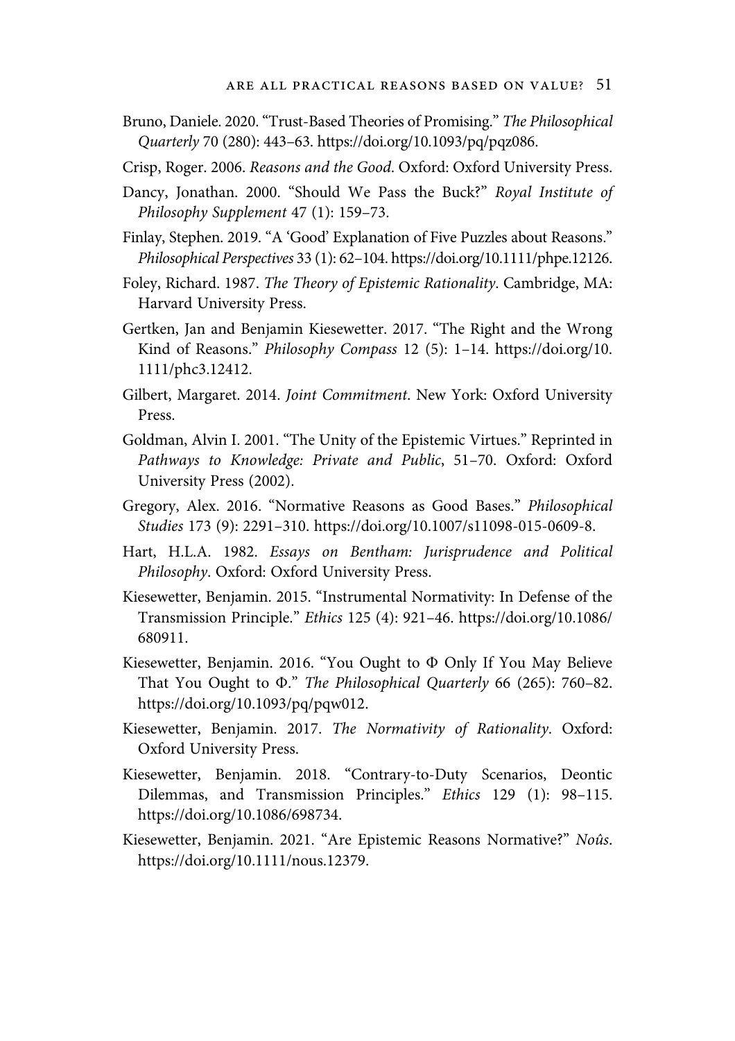Bruno, Daniele. 2020. "Trust-Based Theories of Promising." *The Philosophical Quarterly* 70 (280): 443–63. https://doi.org/10.1093/pq/pqz086.

Crisp, Roger. 2006. *Reasons and the Good*. Oxford: Oxford University Press.

Dancy, Jonathan. 2000. "Should We Pass the Buck?" *Royal Institute of Philosophy Supplement* 47 (1): 159–73.

Finlay, Stephen. 2019. "A 'Good' Explanation of Five Puzzles about Reasons." *Philosophical Perspectives* 33 (1): 62–104. https://doi.org/10.1111/phpe.12126.

Foley, Richard. 1987. *The Theory of Epistemic Rationality*. Cambridge, MA: Harvard University Press.

Gertken, Jan and Benjamin Kiesewetter. 2017. "The Right and the Wrong Kind of Reasons." *Philosophy Compass* 12 (5): 1–14. https://doi.org/10.1111/phc3.12412.

Gilbert, Margaret. 2014. *Joint Commitment*. New York: Oxford University Press.

Goldman, Alvin I. 2001. "The Unity of the Epistemic Virtues." Reprinted in *Pathways to Knowledge: Private and Public*, 51–70. Oxford: Oxford University Press (2002).

Gregory, Alex. 2016. "Normative Reasons as Good Bases." *Philosophical Studies* 173 (9): 2291–310. https://doi.org/10.1007/s11098-015-0609-8.

Hart, H.L.A. 1982. *Essays on Bentham: Jurisprudence and Political Philosophy*. Oxford: Oxford University Press.

Kiesewetter, Benjamin. 2015. "Instrumental Normativity: In Defense of the Transmission Principle." *Ethics* 125 (4): 921–46. https://doi.org/10.1086/680911.

Kiesewetter, Benjamin. 2016. "You Ought to Φ Only If You May Believe That You Ought to Φ." *The Philosophical Quarterly* 66 (265): 760–82. https://doi.org/10.1093/pq/pqw012.

Kiesewetter, Benjamin. 2017. *The Normativity of Rationality*. Oxford: Oxford University Press.

Kiesewetter, Benjamin. 2018. "Contrary-to-Duty Scenarios, Deontic Dilemmas, and Transmission Principles." *Ethics* 129 (1): 98–115. https://doi.org/10.1086/698734.

Kiesewetter, Benjamin. 2021. "Are Epistemic Reasons Normative?" *Noûs*. https://doi.org/10.1111/nous.12379.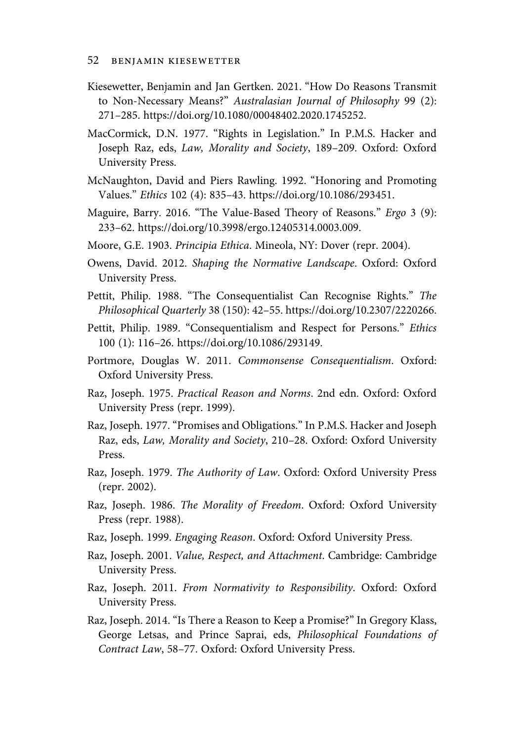Kiesewetter, Benjamin and Jan Gertken. 2021. "How Do Reasons Transmit to Non-Necessary Means?" *Australasian Journal of Philosophy* 99 (2): 271–285. https://doi.org/10.1080/00048402.2020.1745252.

MacCormick, D.N. 1977. "Rights in Legislation." In P.M.S. Hacker and Joseph Raz, eds, *Law, Morality and Society*, 189–209. Oxford: Oxford University Press.

McNaughton, David and Piers Rawling. 1992. "Honoring and Promoting Values." *Ethics* 102 (4): 835–43. https://doi.org/10.1086/293451.

Maguire, Barry. 2016. "The Value-Based Theory of Reasons." *Ergo* 3 (9): 233–62. https://doi.org/10.3998/ergo.12405314.0003.009.

Moore, G.E. 1903. *Principia Ethica*. Mineola, NY: Dover (repr. 2004).

Owens, David. 2012. *Shaping the Normative Landscape*. Oxford: Oxford University Press.

Pettit, Philip. 1988. "The Consequentialist Can Recognise Rights." *The Philosophical Quarterly* 38 (150): 42–55. https://doi.org/10.2307/2220266.

Pettit, Philip. 1989. "Consequentialism and Respect for Persons." *Ethics* 100 (1): 116–26. https://doi.org/10.1086/293149.

Portmore, Douglas W. 2011. *Commonsense Consequentialism*. Oxford: Oxford University Press.

Raz, Joseph. 1975. *Practical Reason and Norms*. 2nd edn. Oxford: Oxford University Press (repr. 1999).

Raz, Joseph. 1977. "Promises and Obligations." In P.M.S. Hacker and Joseph Raz, eds, *Law, Morality and Society*, 210–28. Oxford: Oxford University Press.

Raz, Joseph. 1979. *The Authority of Law*. Oxford: Oxford University Press (repr. 2002).

Raz, Joseph. 1986. *The Morality of Freedom*. Oxford: Oxford University Press (repr. 1988).

Raz, Joseph. 1999. *Engaging Reason*. Oxford: Oxford University Press.

Raz, Joseph. 2001. *Value, Respect, and Attachment*. Cambridge: Cambridge University Press.

Raz, Joseph. 2011. *From Normativity to Responsibility*. Oxford: Oxford University Press.

Raz, Joseph. 2014. "Is There a Reason to Keep a Promise?" In Gregory Klass, George Letsas, and Prince Saprai, eds, *Philosophical Foundations of Contract Law*, 58–77. Oxford: Oxford University Press.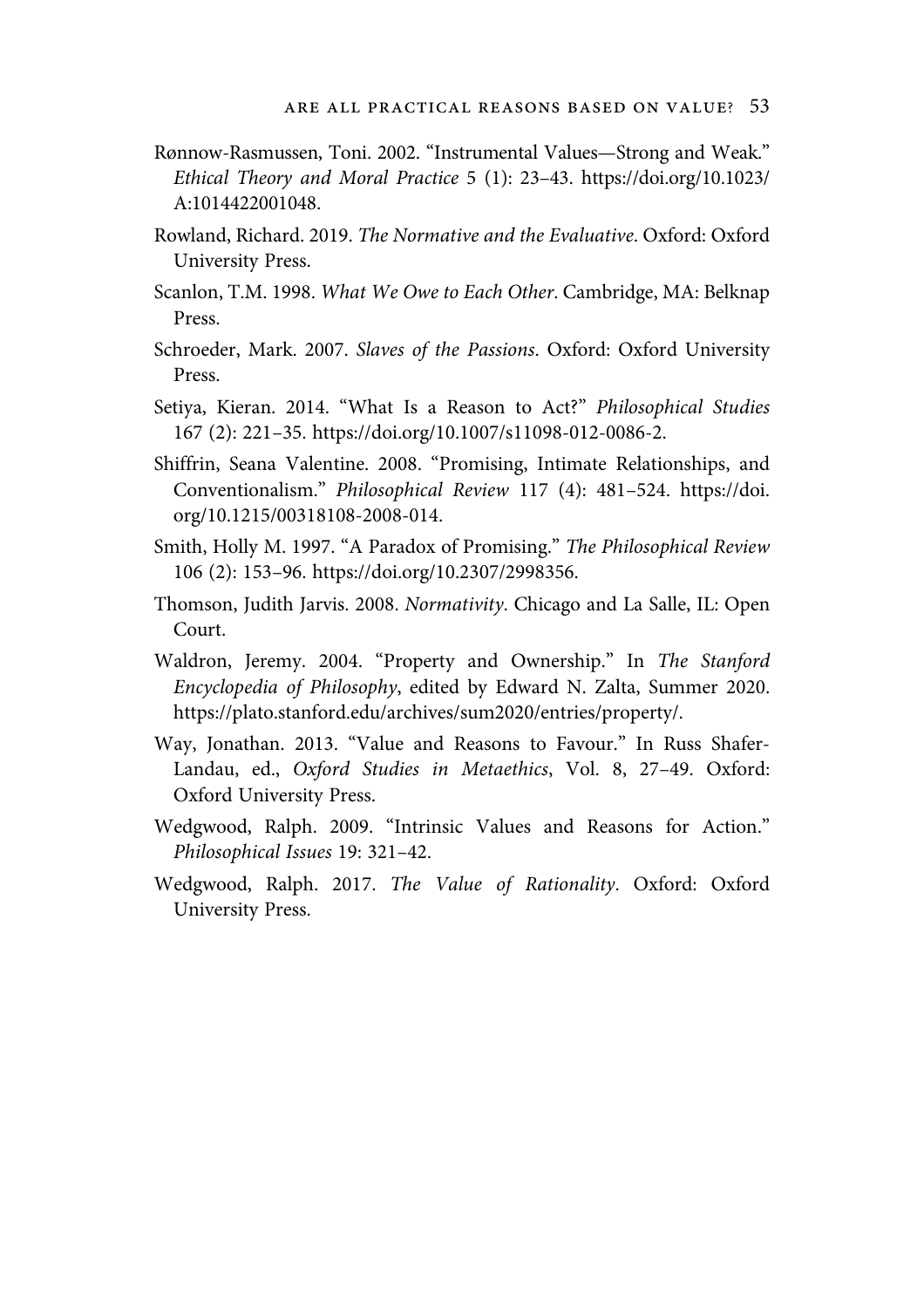Rønnow-Rasmussen, Toni. 2002. "Instrumental Values—Strong and Weak." *Ethical Theory and Moral Practice* 5 (1): 23–43. https://doi.org/10.1023/A:1014422001048.

Rowland, Richard. 2019. *The Normative and the Evaluative*. Oxford: Oxford University Press.

Scanlon, T.M. 1998. *What We Owe to Each Other*. Cambridge, MA: Belknap Press.

Schroeder, Mark. 2007. *Slaves of the Passions*. Oxford: Oxford University Press.

Setiya, Kieran. 2014. "What Is a Reason to Act?" *Philosophical Studies* 167 (2): 221–35. https://doi.org/10.1007/s11098-012-0086-2.

Shiffrin, Seana Valentine. 2008. "Promising, Intimate Relationships, and Conventionalism." *Philosophical Review* 117 (4): 481–524. https://doi.org/10.1215/00318108-2008-014.

Smith, Holly M. 1997. "A Paradox of Promising." *The Philosophical Review* 106 (2): 153–96. https://doi.org/10.2307/2998356.

Thomson, Judith Jarvis. 2008. *Normativity*. Chicago and La Salle, IL: Open Court.

Waldron, Jeremy. 2004. "Property and Ownership." In *The Stanford Encyclopedia of Philosophy*, edited by Edward N. Zalta, Summer 2020. https://plato.stanford.edu/archives/sum2020/entries/property/.

Way, Jonathan. 2013. "Value and Reasons to Favour." In Russ Shafer-Landau, ed., *Oxford Studies in Metaethics*, Vol. 8, 27–49. Oxford: Oxford University Press.

Wedgwood, Ralph. 2009. "Intrinsic Values and Reasons for Action." *Philosophical Issues* 19: 321–42.

Wedgwood, Ralph. 2017. *The Value of Rationality*. Oxford: Oxford University Press.